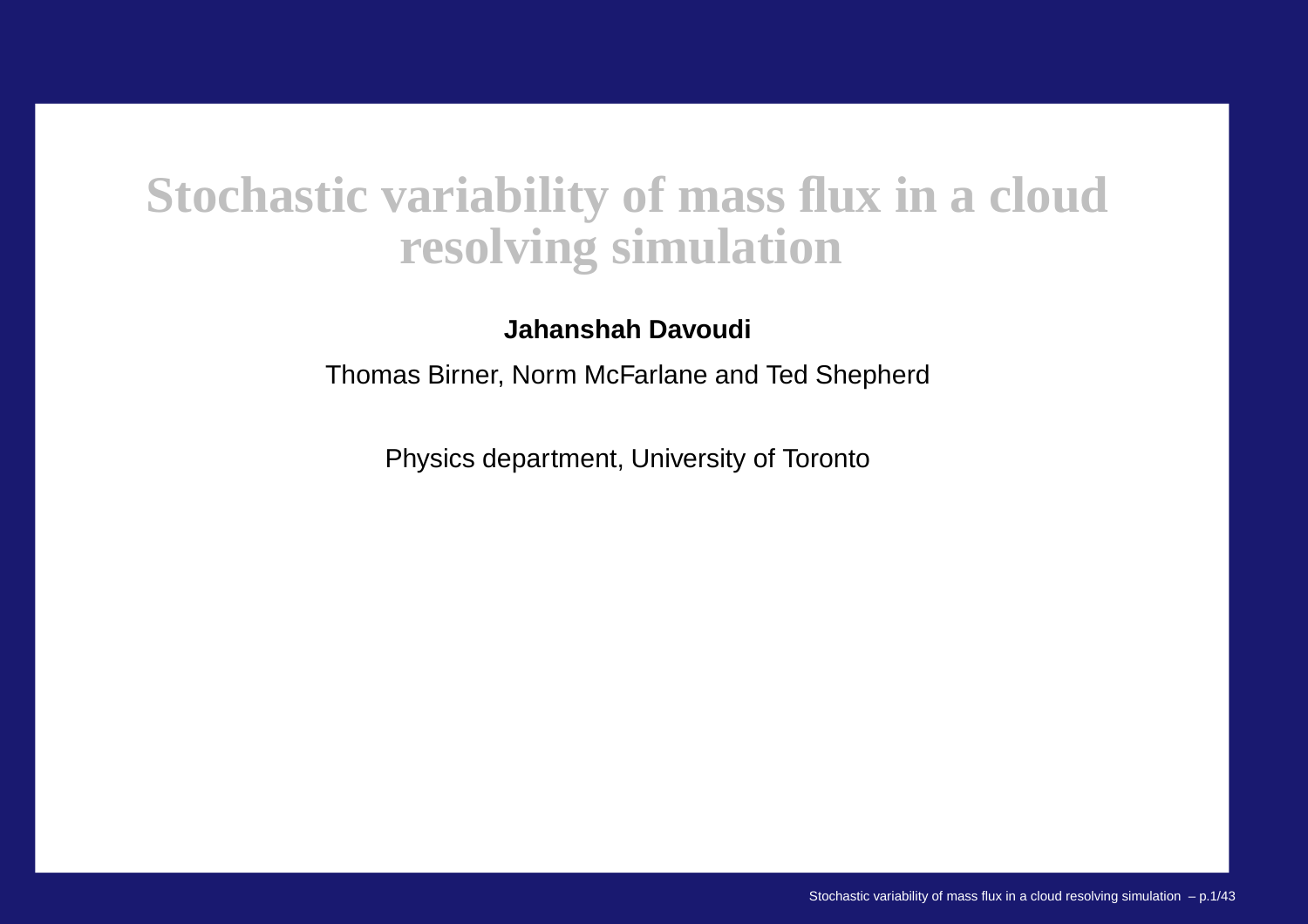# Stochastic variability of mass flux in a cloud resolving simulation

**Jahanshah Davoudi**

Thomas Birner, Norm McFarlane and Ted Shepherd

Physics department, University of Toronto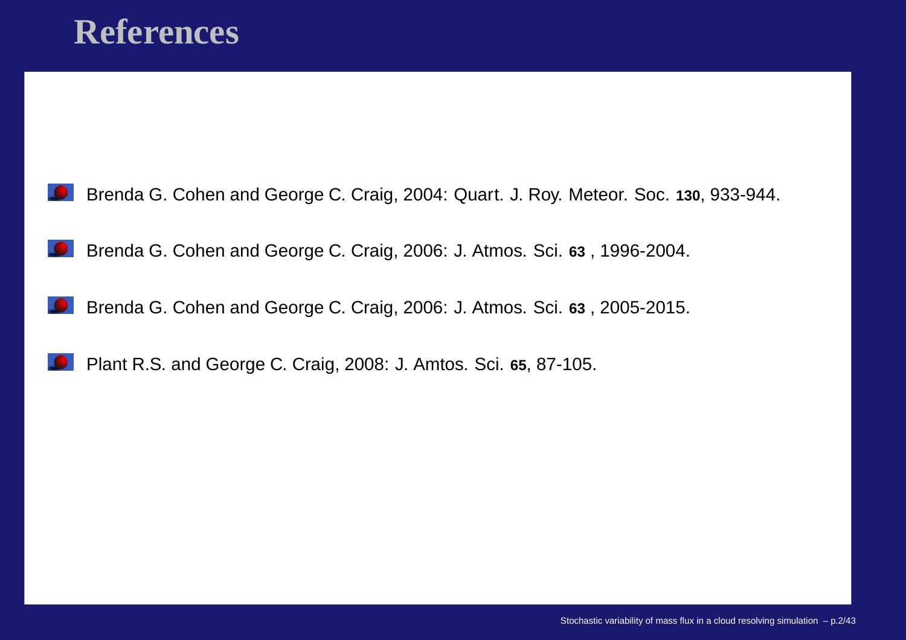# References

- Brenda G. Cohen and George C. Craig, 2004: Quart. J. Roy. Meteor. Soc. **130**, 933-944.
- Brenda G. Cohen and George C. Craig, 2006: J. Atmos. Sci. **63** , 1996-2004.
- Brenda G. Cohen and George C. Craig, 2006: J. Atmos. Sci. **63** , 2005-2015.
- Plant R.S. and George C. Craig, 2008: J. Amtos. Sci. **65**, 87-105.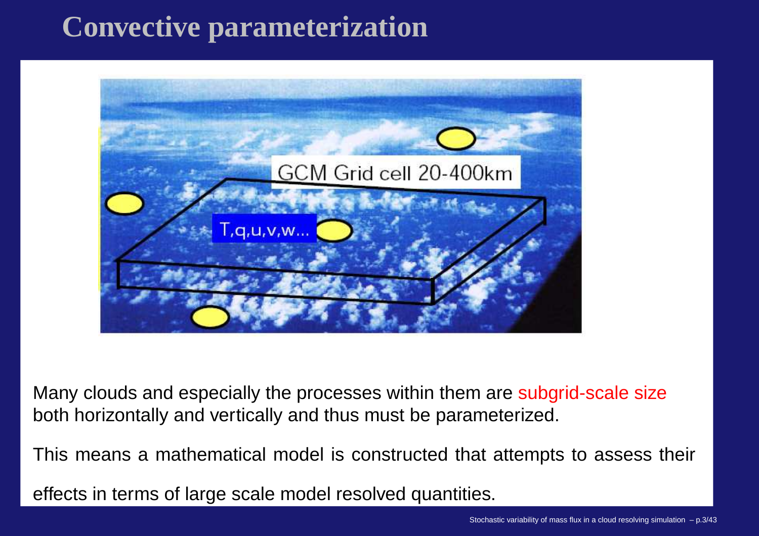# Convective parameterization

Many clouds and especially the processes within them are subgrid-scale size both horizontally and vertically and thus must be parameterized.

This means a mathematical model is constructed that attempts to assess their effects in terms of large scale model resolved quantities.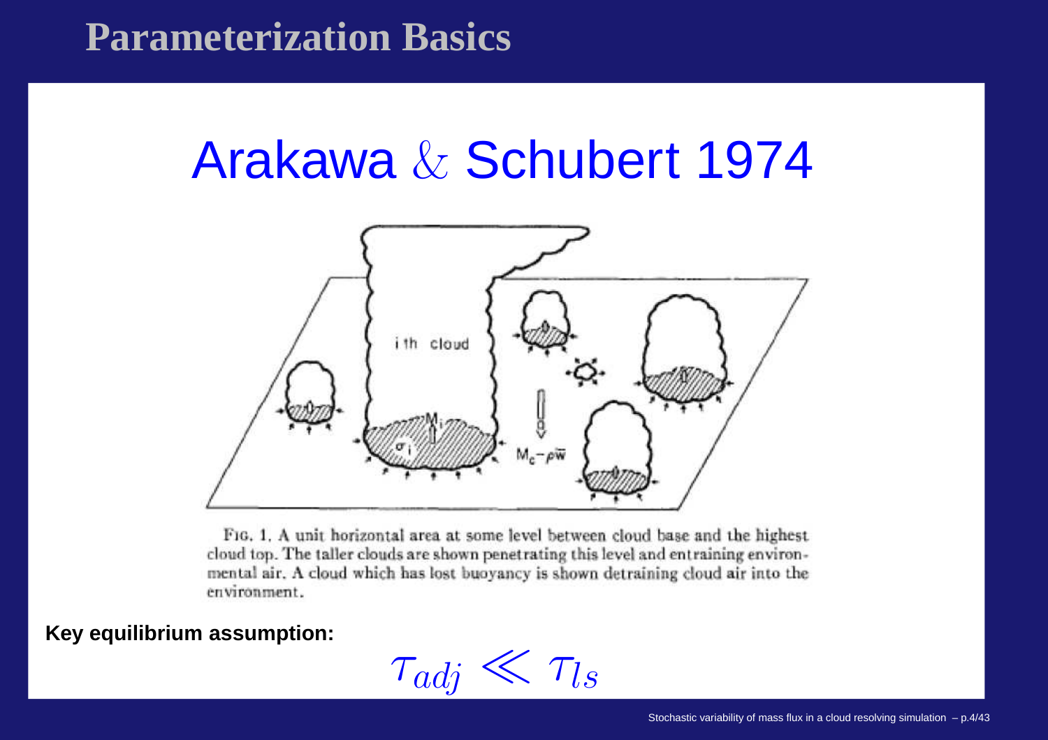# Parameterization Basics

## Arakawa & Schubert 1974

FIG. 1. A unit horizontal area at some level between cloud base and the highest cloud top. The taller clouds are shown penetrating this level and entraining environmental air. A cloud which has lost buoyancy is shown detraining cloud air into the environment.

**Key equilibrium assumption:**

$$\tau_{adj} \ll \tau_{ls}$$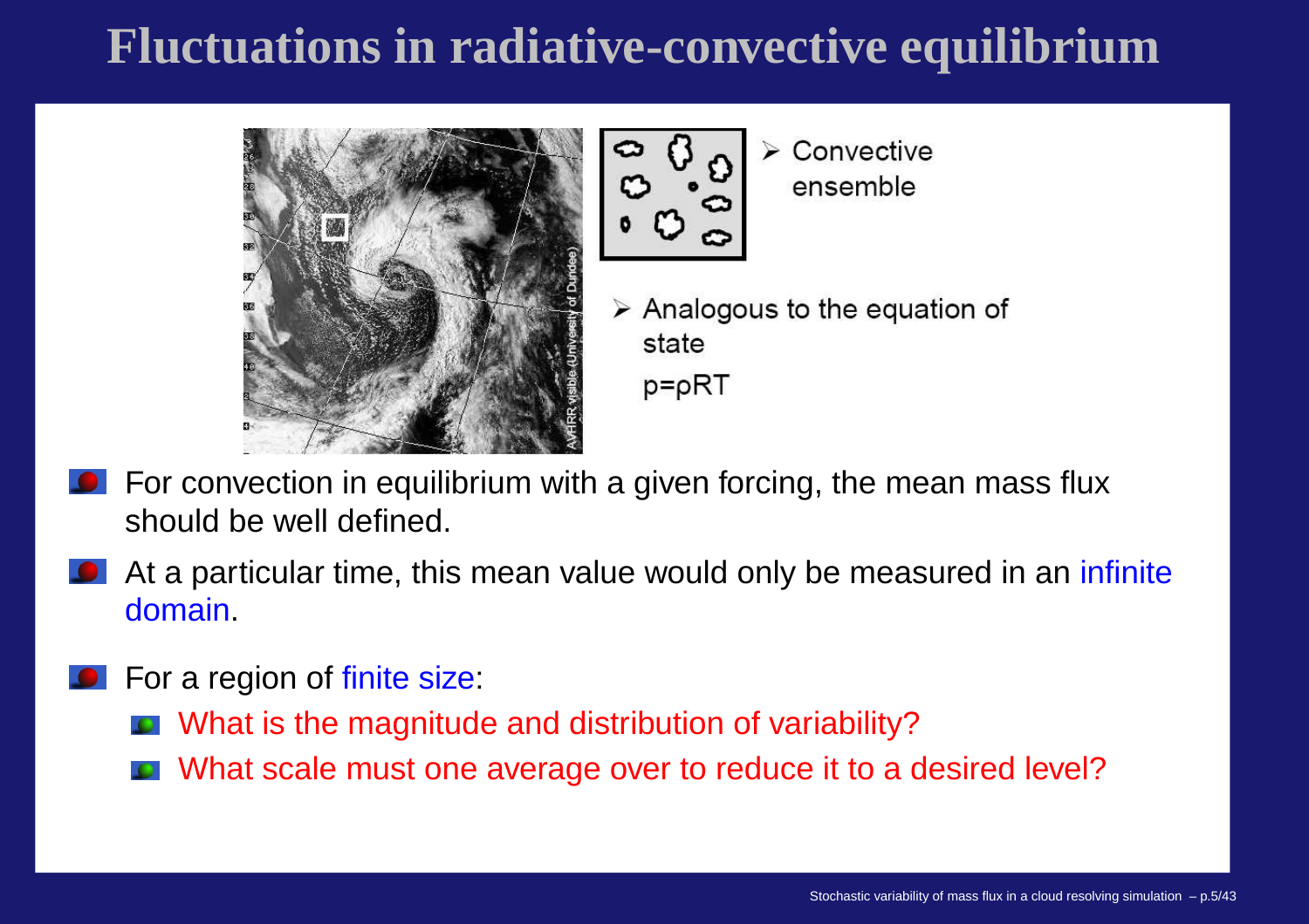# Fluctuations in radiative-convective equilibrium

- Convective ensemble
- Analogous to the equation of state
  $p = \rho R T$

- For convection in equilibrium with a given forcing, the mean mass flux should be well defined.
- At a particular time, this mean value would only be measured in an infinite domain.
- For a region of finite size:
  - What is the magnitude and distribution of variability?
  - What scale must one average over to reduce it to a desired level?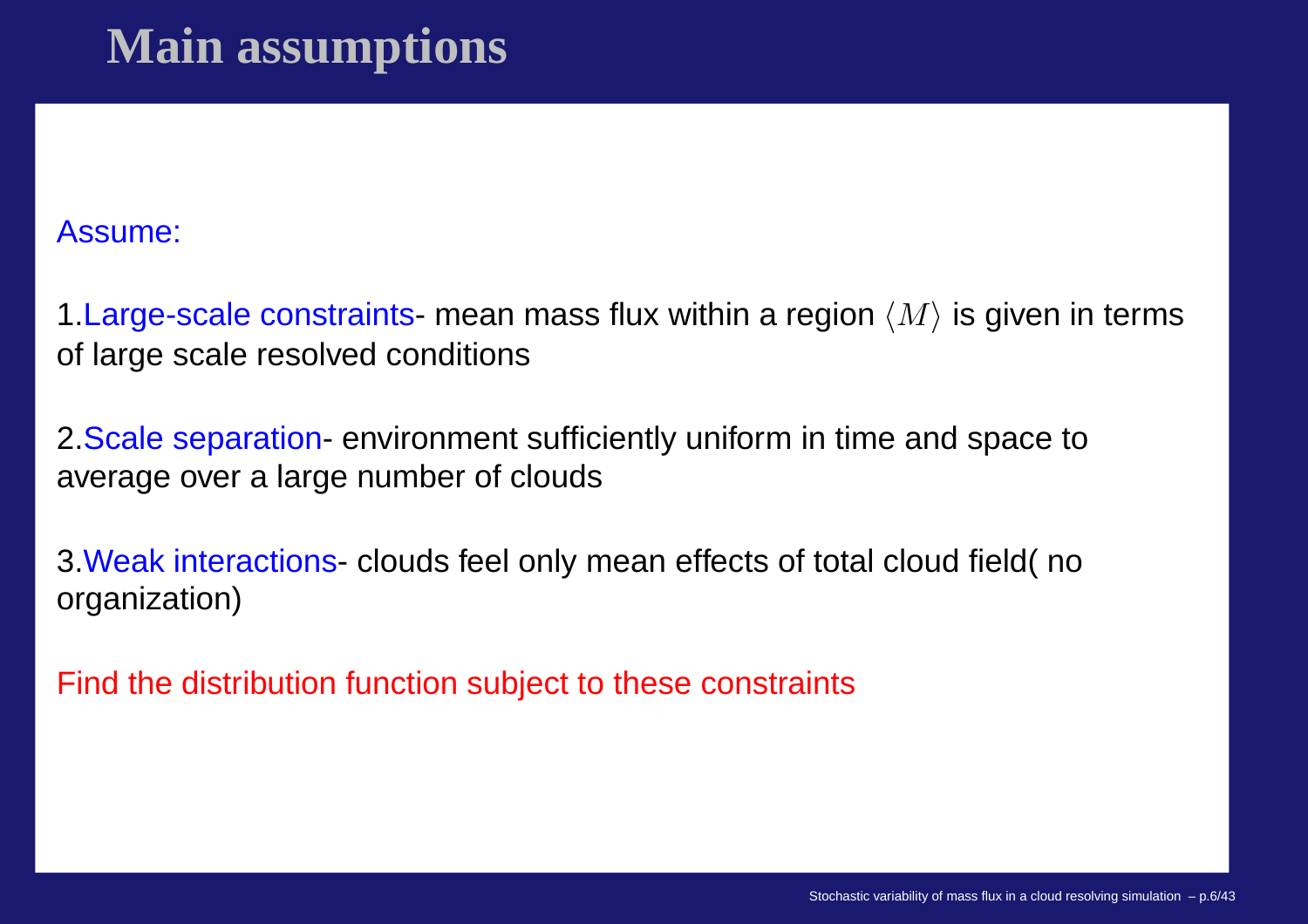# Main assumptions

Assume:

1. Large-scale constraints- mean mass flux within a region $\langle M \rangle$ is given in terms of large scale resolved conditions

2. Scale separation- environment sufficiently uniform in time and space to average over a large number of clouds

3. Weak interactions- clouds feel only mean effects of total cloud field( no organization)

Find the distribution function subject to these constraints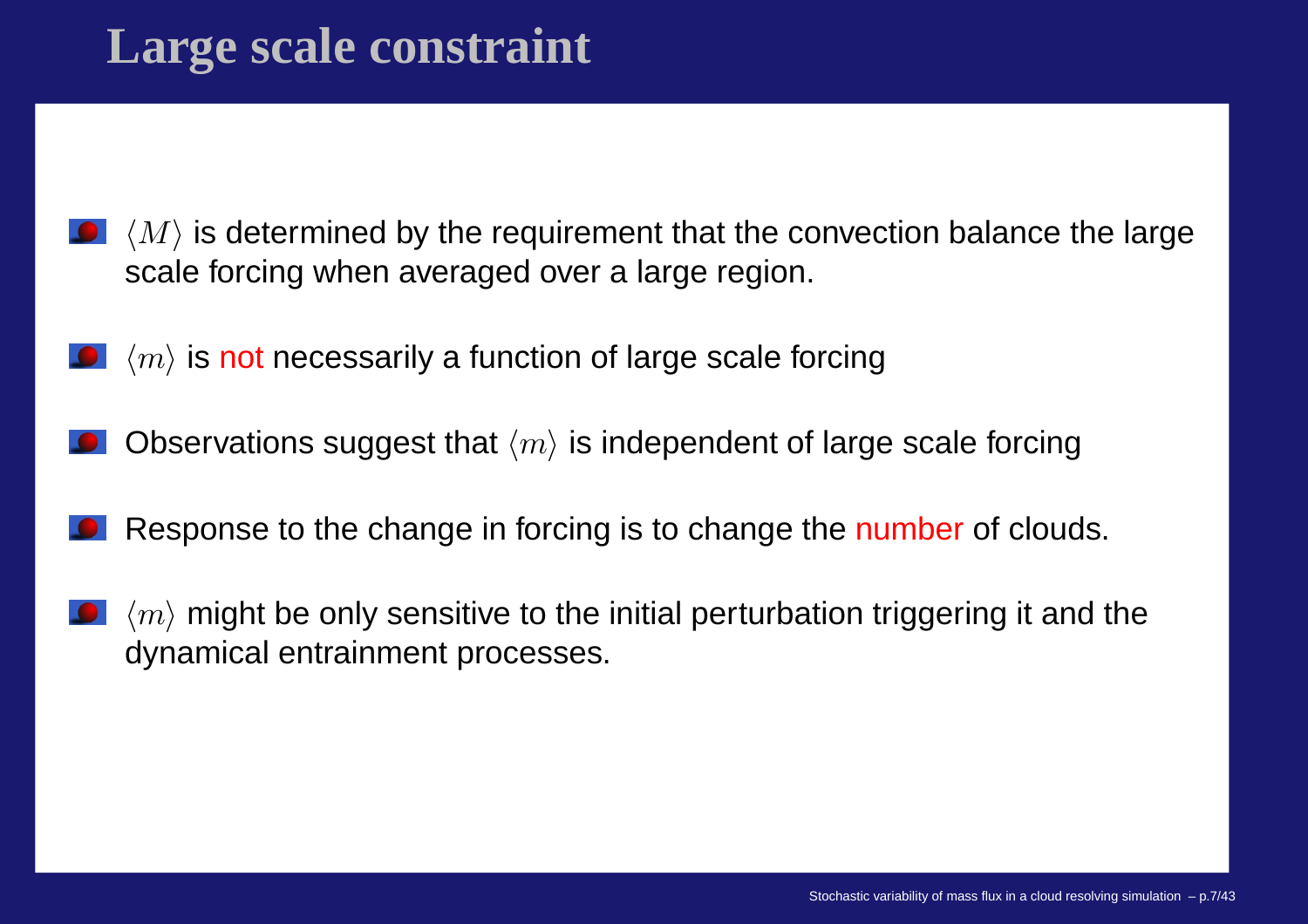# Large scale constraint

- $\langle M \rangle$ is determined by the requirement that the convection balance the large scale forcing when averaged over a large region.
- $\langle m \rangle$ is not necessarily a function of large scale forcing
- Observations suggest that $\langle m \rangle$ is independent of large scale forcing
- Response to the change in forcing is to change the number of clouds.
- $\langle m \rangle$ might be only sensitive to the initial perturbation triggering it and the dynamical entrainment processes.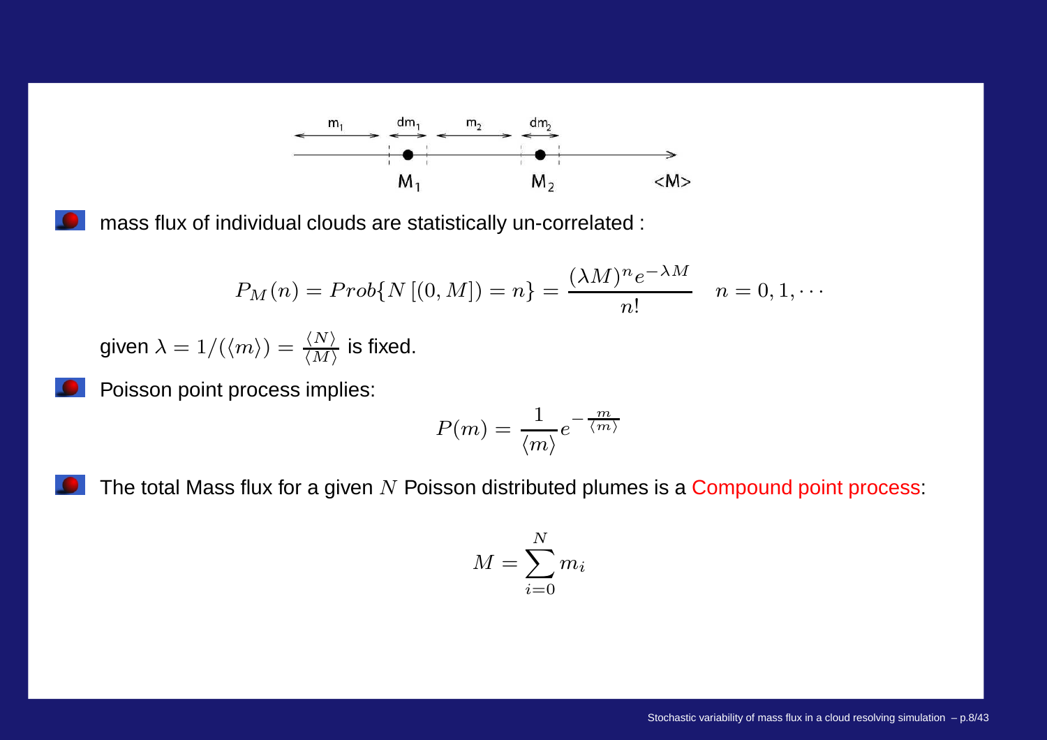- mass flux of individual clouds are statistically un-correlated :

$$P_M(n) = Prob\{N\left[(0, M]\right) = n\} = \frac{(\lambda M)^n e^{-\lambda M}}{n!} \quad n = 0, 1, \cdots$$

given $\lambda = 1/(\langle m \rangle) = \frac{\langle N \rangle}{\langle M \rangle}$ is fixed.

- Poisson point process implies:

$$P(m) = \frac{1}{\langle m \rangle} e^{-\frac{m}{\langle m \rangle}}$$

- The total Mass flux for a given $N$ Poisson distributed plumes is a Compound point process:

$$M = \sum_{i=0}^{N} m_i$$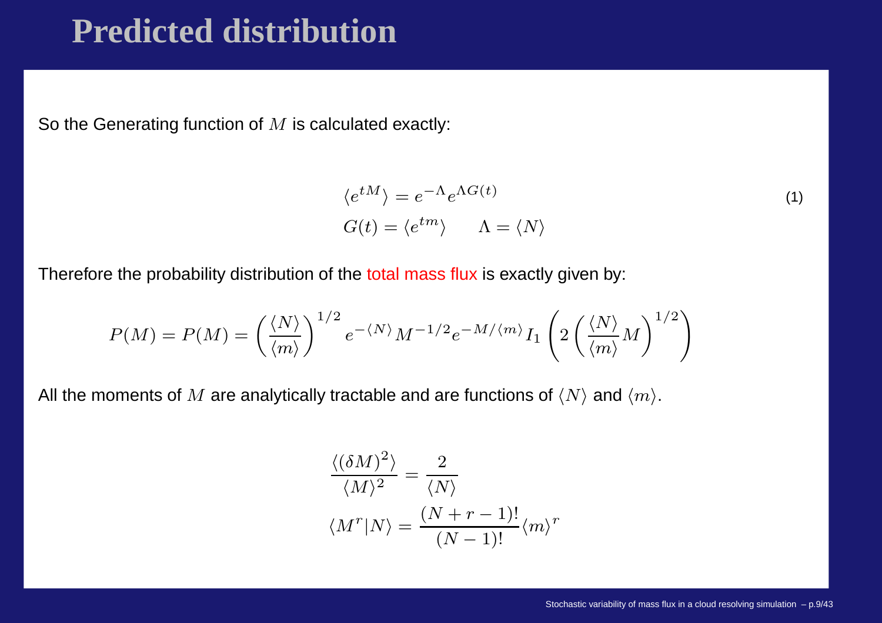# Predicted distribution

So the Generating function of $M$ is calculated exactly:

$$
\begin{aligned}
\langle e^{tM} \rangle &= e^{-\Lambda} e^{\Lambda G(t)} \\
G(t) &= \langle e^{tm} \rangle \qquad \Lambda = \langle N \rangle
\end{aligned}
\tag{1}
$$

Therefore the probability distribution of the total mass flux is exactly given by:

$$
P(M) = P(M) = \left( \frac{\langle N \rangle}{\langle m \rangle} \right)^{1/2} e^{-\langle N \rangle} M^{-1/2} e^{-M/\langle m \rangle} I_1 \left( 2 \left( \frac{\langle N \rangle}{\langle m \rangle} M \right)^{1/2} \right)
$$

All the moments of $M$ are analytically tractable and are functions of $\langle N \rangle$ and $\langle m \rangle$.

$$
\begin{aligned}
\frac{\langle (\delta M)^2 \rangle}{\langle M \rangle^2} &= \frac{2}{\langle N \rangle} \\
\langle M^r | N \rangle &= \frac{(N + r - 1)!}{(N - 1)!} \langle m \rangle^r
\end{aligned}
$$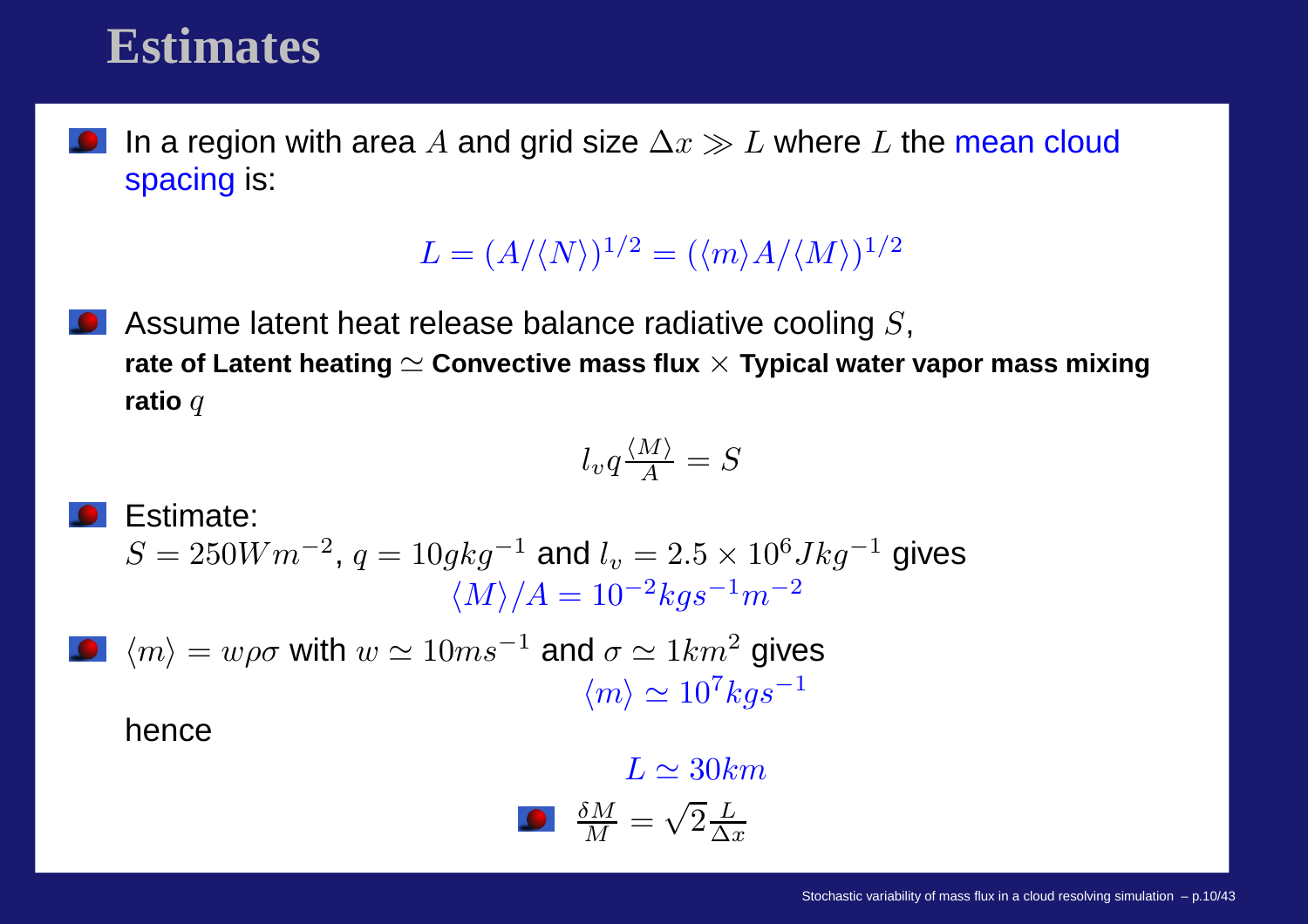# Estimates

- In a region with area $A$ and grid size $\Delta x \gg L$ where $L$ the mean cloud spacing is:

$$L = (A/\langle N \rangle)^{1/2} = (\langle m \rangle A/\langle M \rangle)^{1/2}$$

- Assume latent heat release balance radiative cooling $S$,
  **rate of Latent heating $\simeq$ Convective mass flux $\times$ Typical water vapor mass mixing ratio $q$**

$$l_v q \frac{\langle M \rangle}{A} = S$$

- Estimate:
  $S = 250 W m^{-2}$, $q = 10 g kg^{-1}$ and $l_v = 2.5 \times 10^6 J kg^{-1}$ gives

$$\langle M \rangle / A = 10^{-2} kg s^{-1} m^{-2}$$

- $\langle m \rangle = w \rho \sigma$ with $w \simeq 10 m s^{-1}$ and $\sigma \simeq 1 km^2$ gives

$$\langle m \rangle \simeq 10^7 kg s^{-1}$$

  hence

$$L \simeq 30 km$$

- $$\frac{\delta M}{M} = \sqrt{2} \frac{L}{\Delta x}$$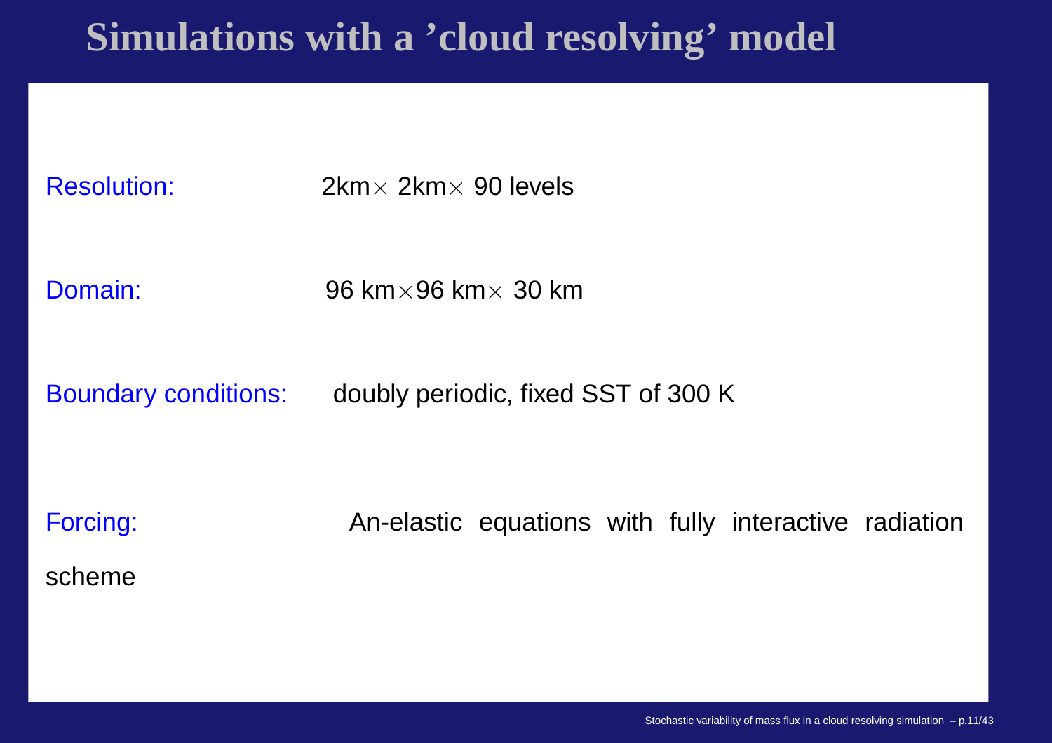# Simulations with a 'cloud resolving' model

Resolution: 2km$\times$ 2km$\times$ 90 levels

Domain: 96 km$\times$96 km$\times$ 30 km

Boundary conditions: doubly periodic, fixed SST of 300 K

Forcing: An-elastic equations with fully interactive radiation scheme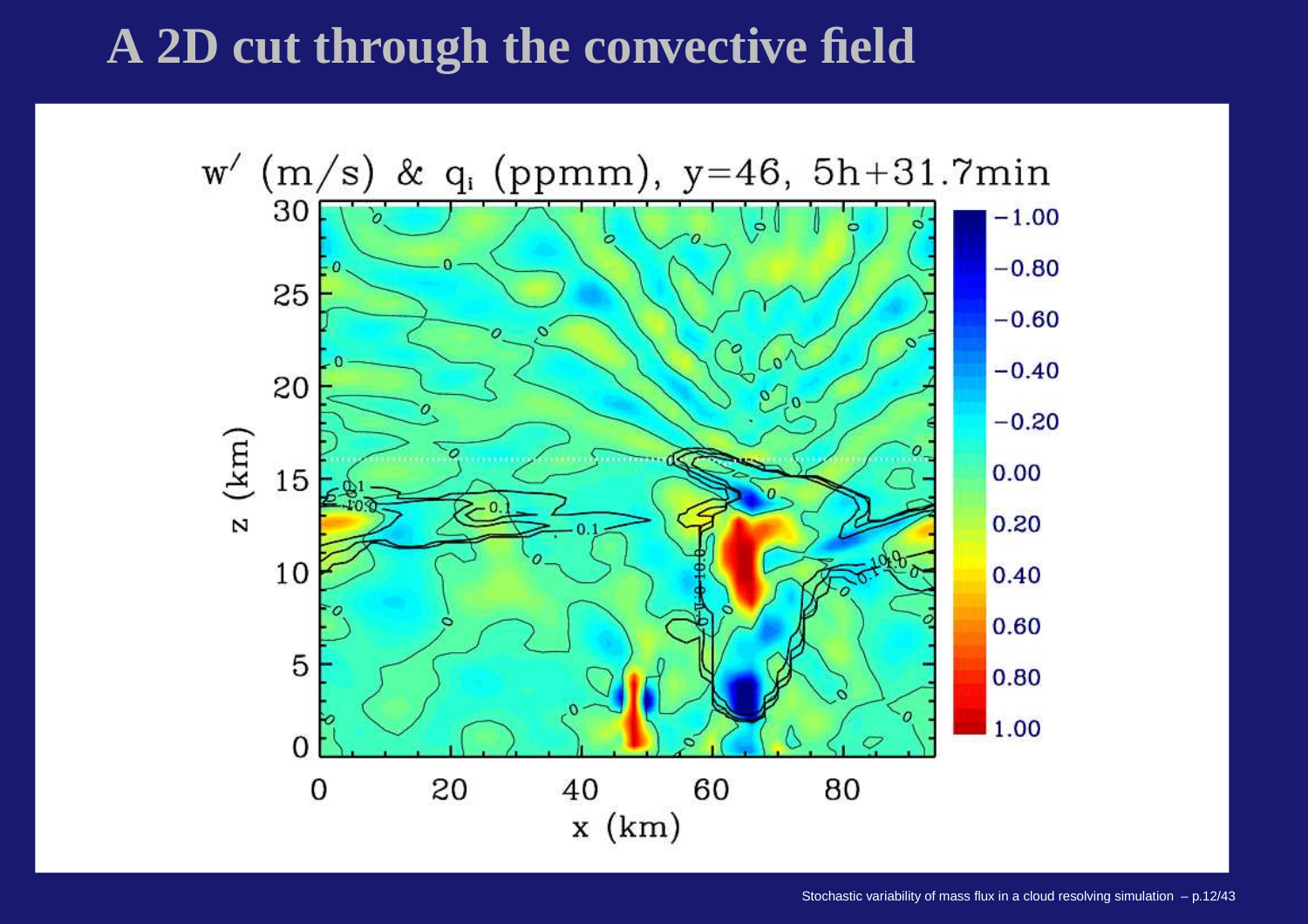# A 2D cut through the convective field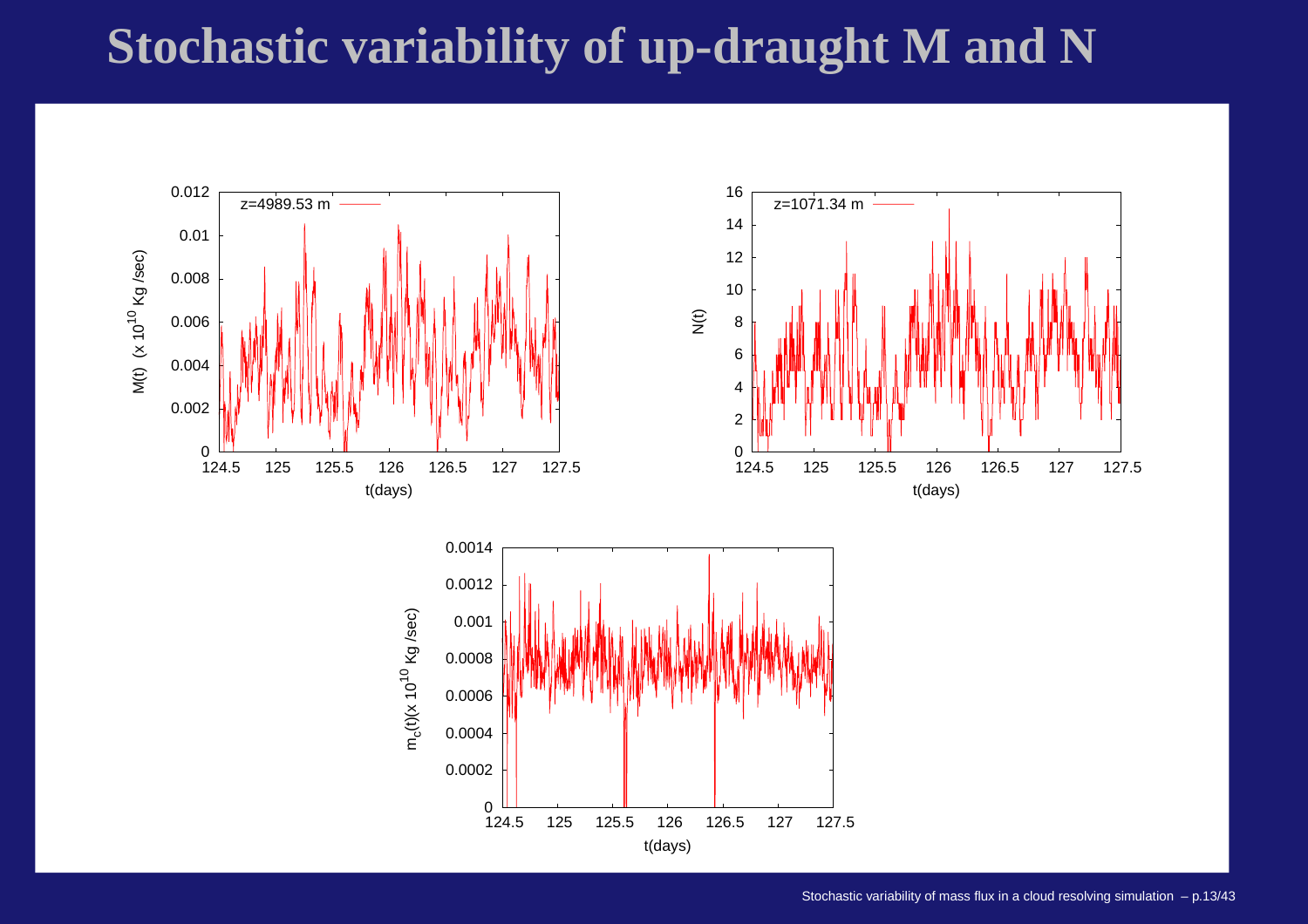# Stochastic variability of up-draught M and N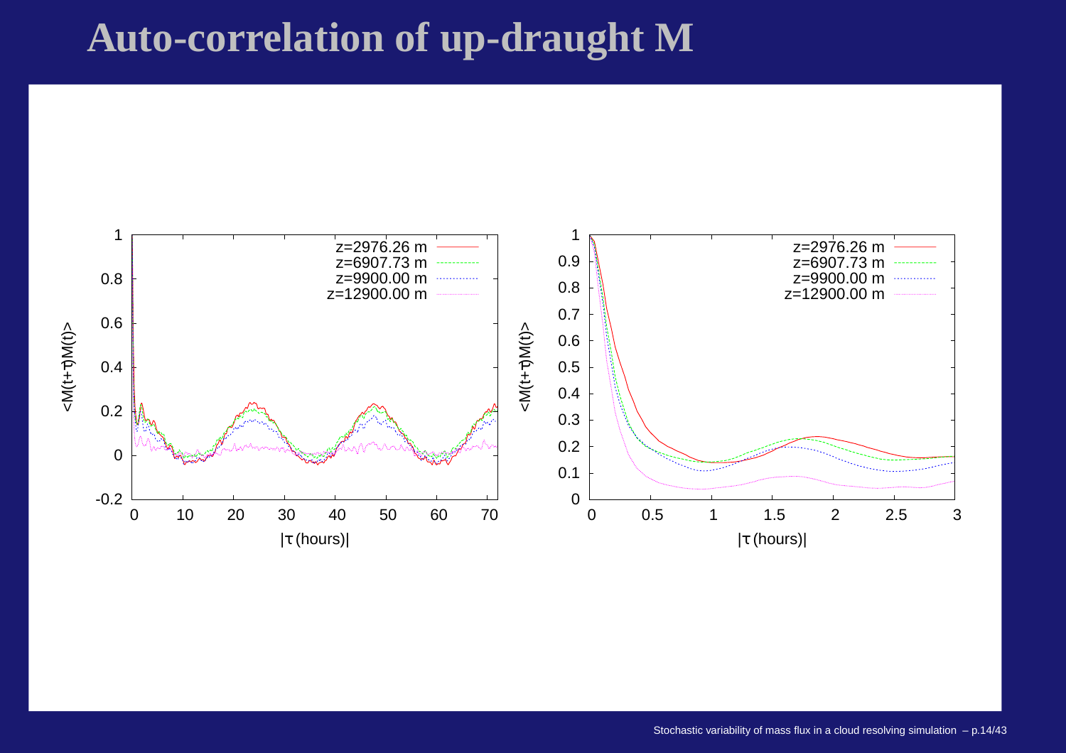# Auto-correlation of up-draught M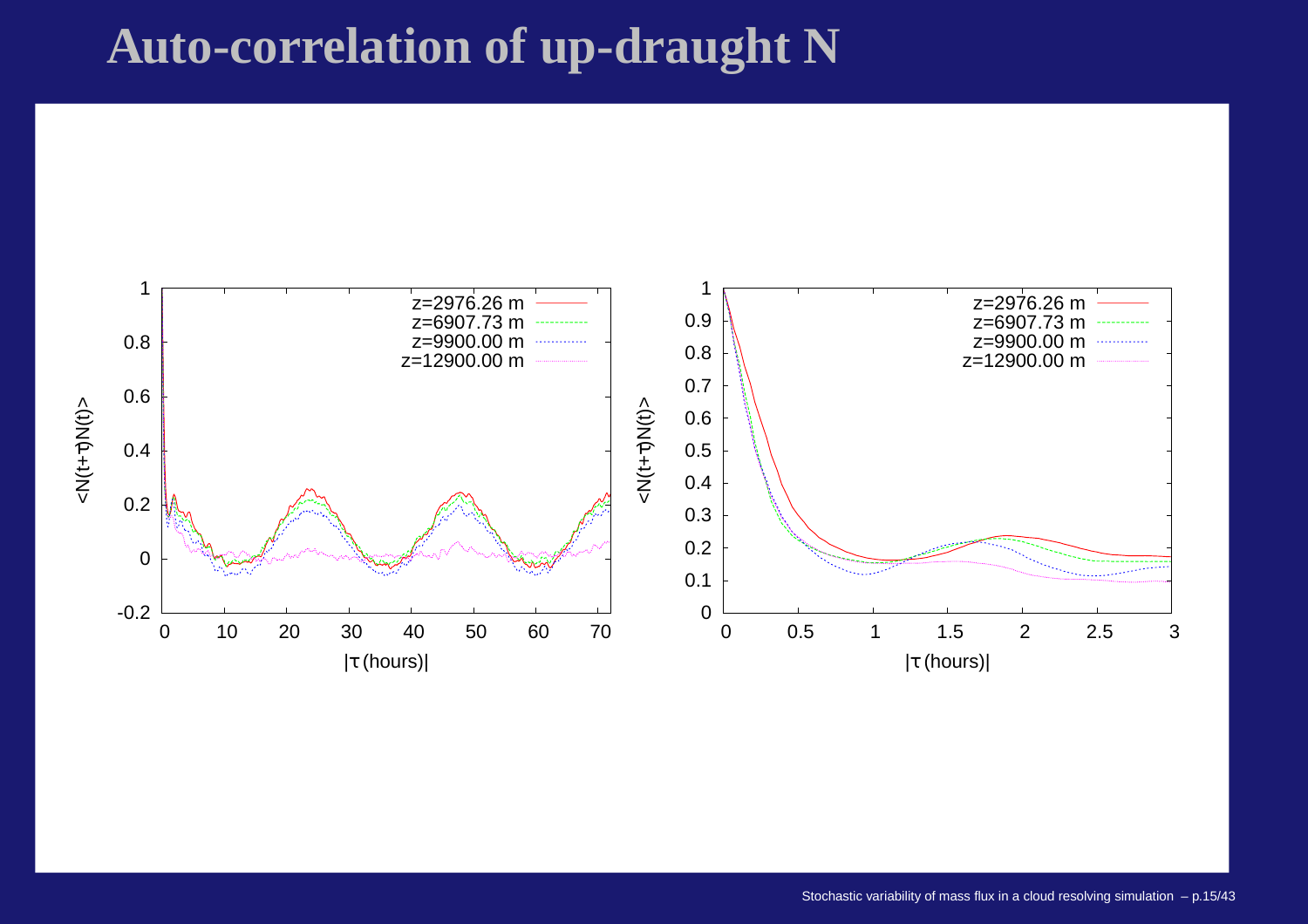# Auto-correlation of up-draught N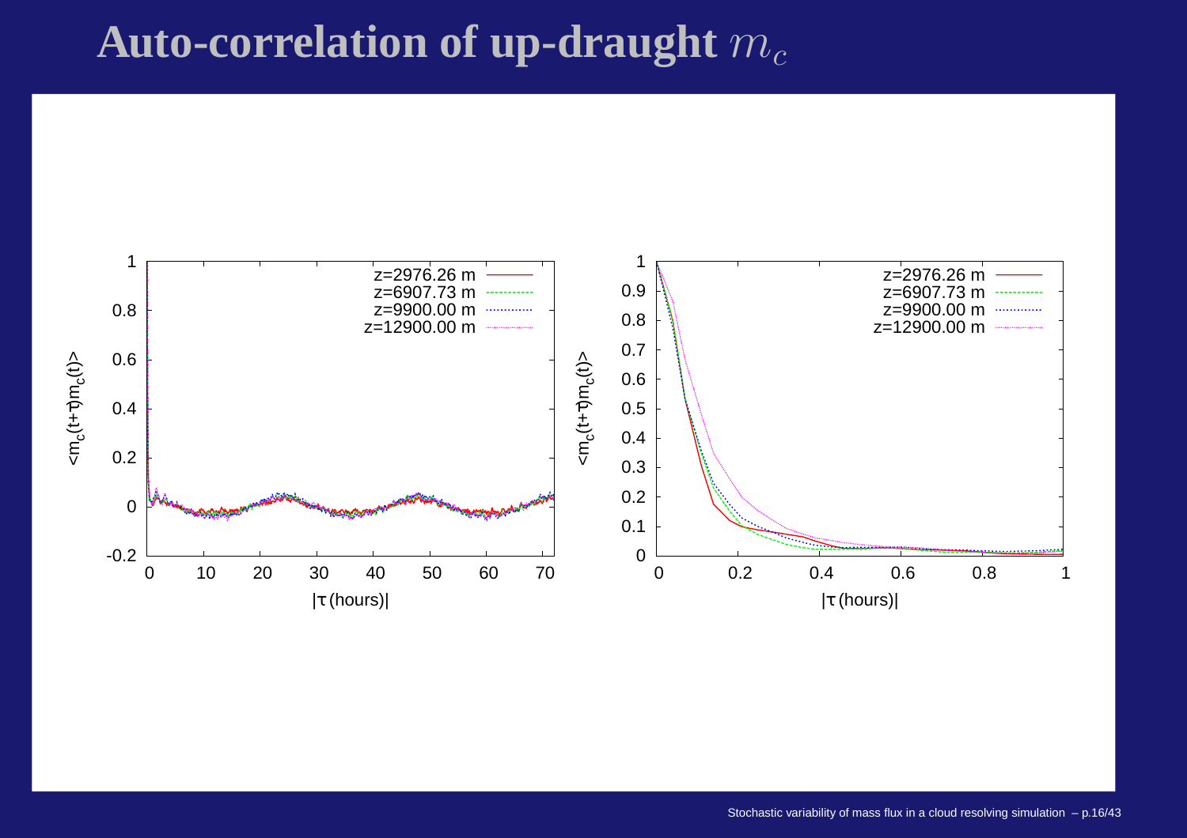# Auto-correlation of up-draught $m_c$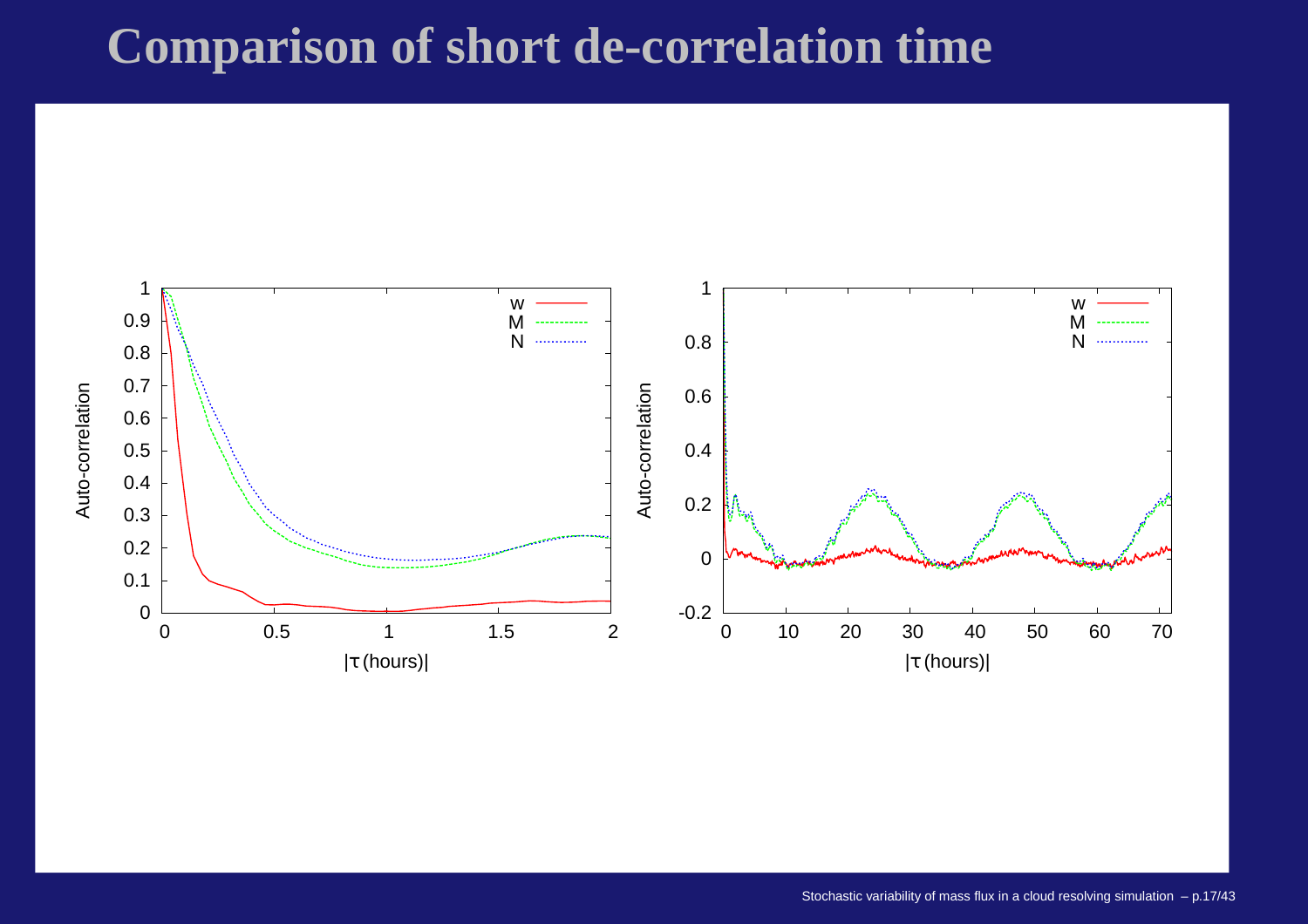# Comparison of short de-correlation time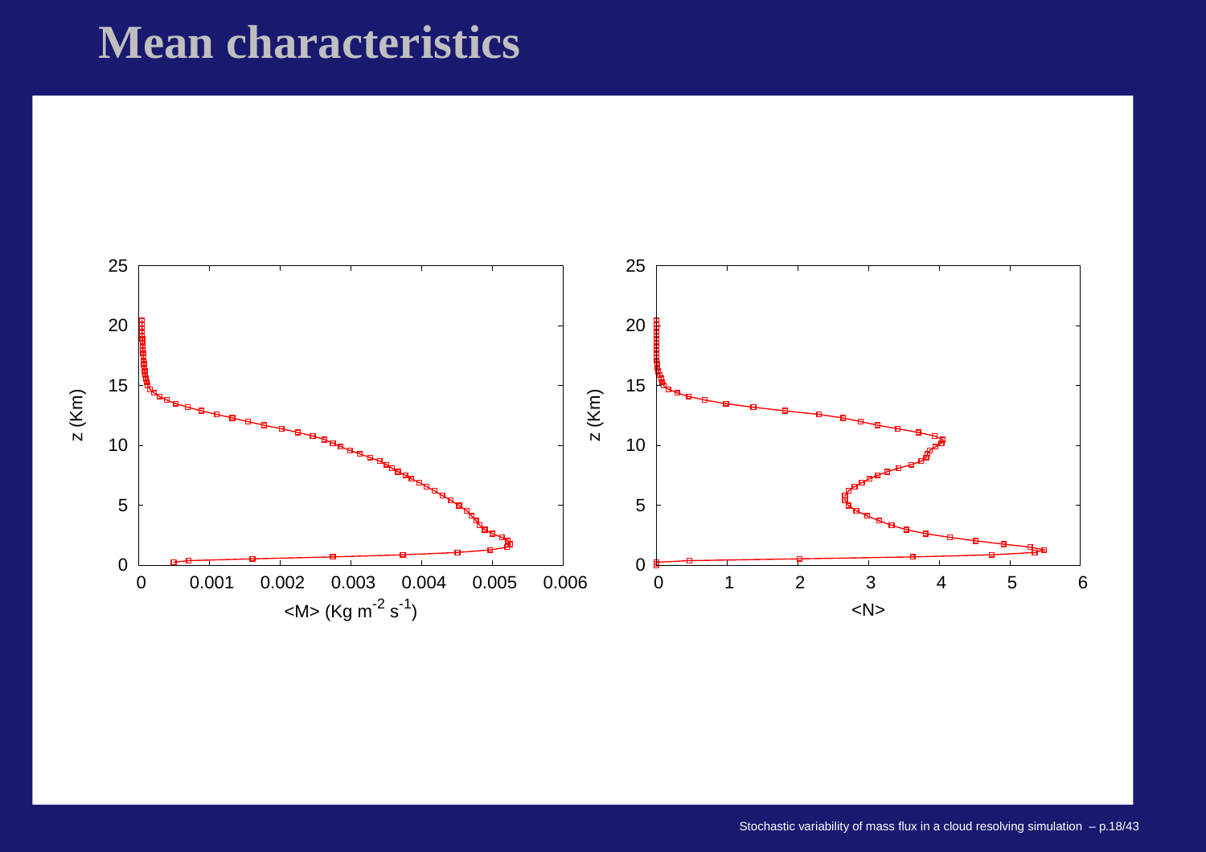# Mean characteristics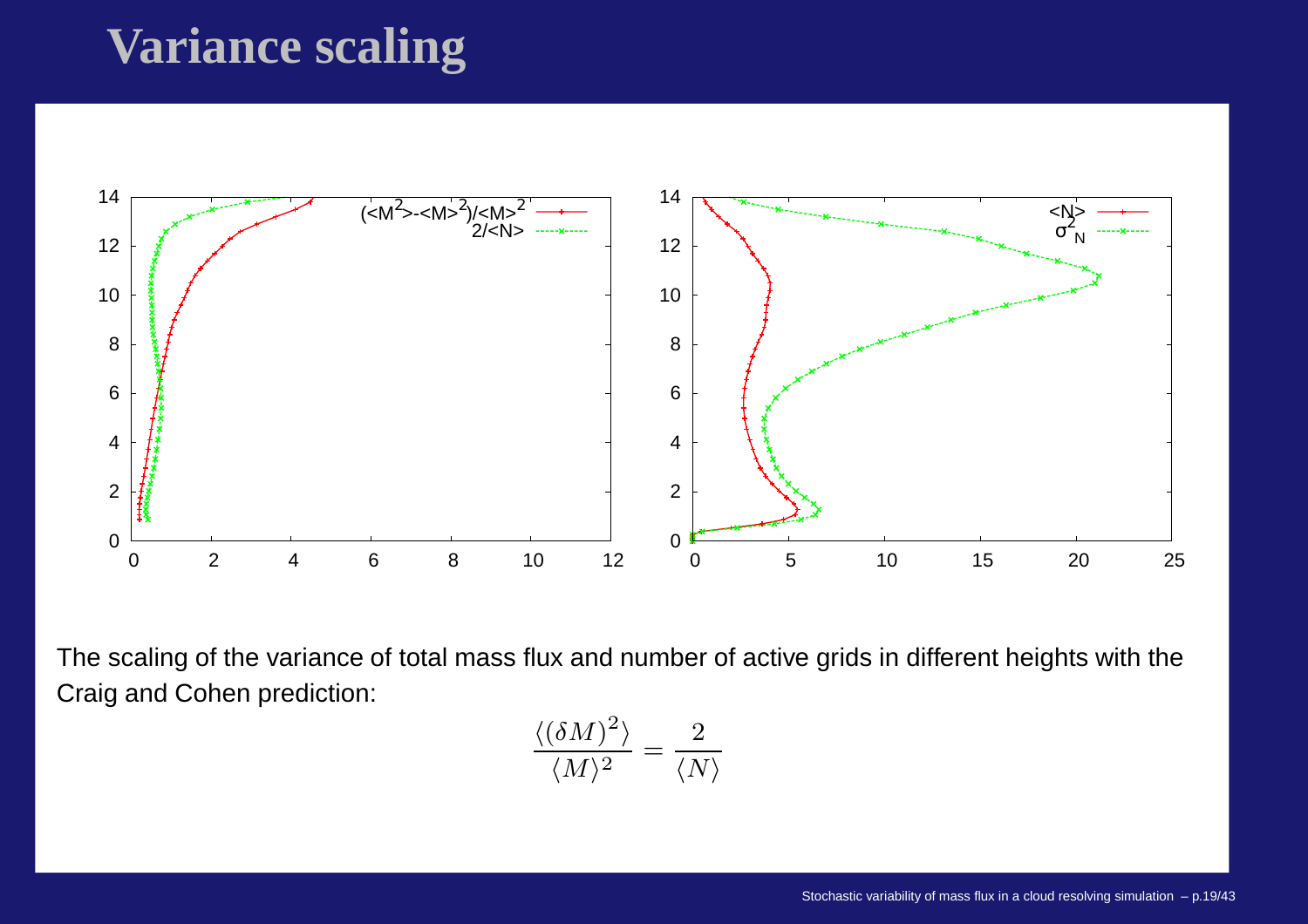# Variance scaling

The scaling of the variance of total mass flux and number of active grids in different heights with the Craig and Cohen prediction:

$$\frac{\langle(\delta M)^2\rangle}{\langle M\rangle^2} = \frac{2}{\langle N\rangle}$$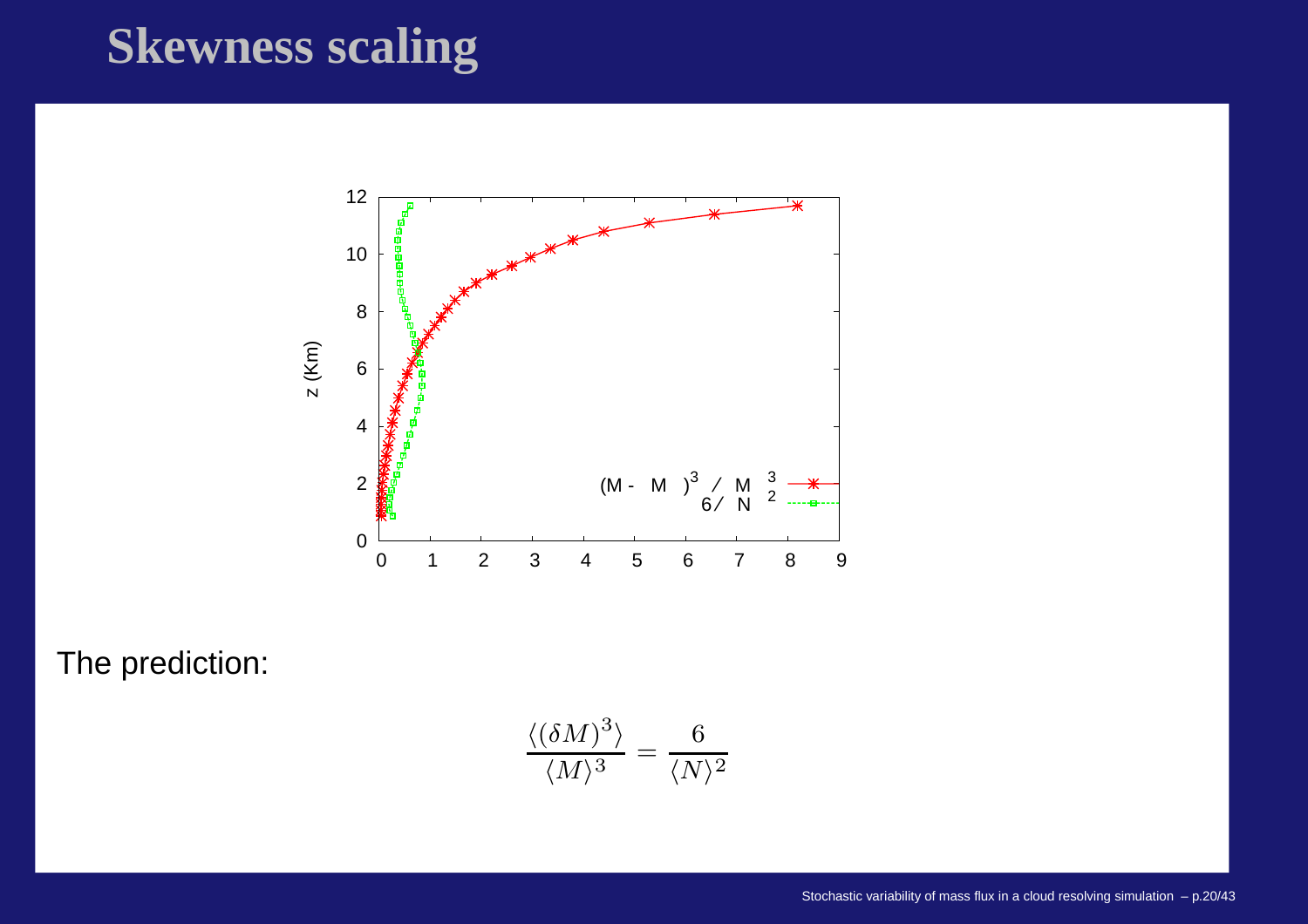# Skewness scaling

The prediction:

$$\frac{\langle(\delta M)^3\rangle}{\langle M\rangle^3} = \frac{6}{\langle N\rangle^2}$$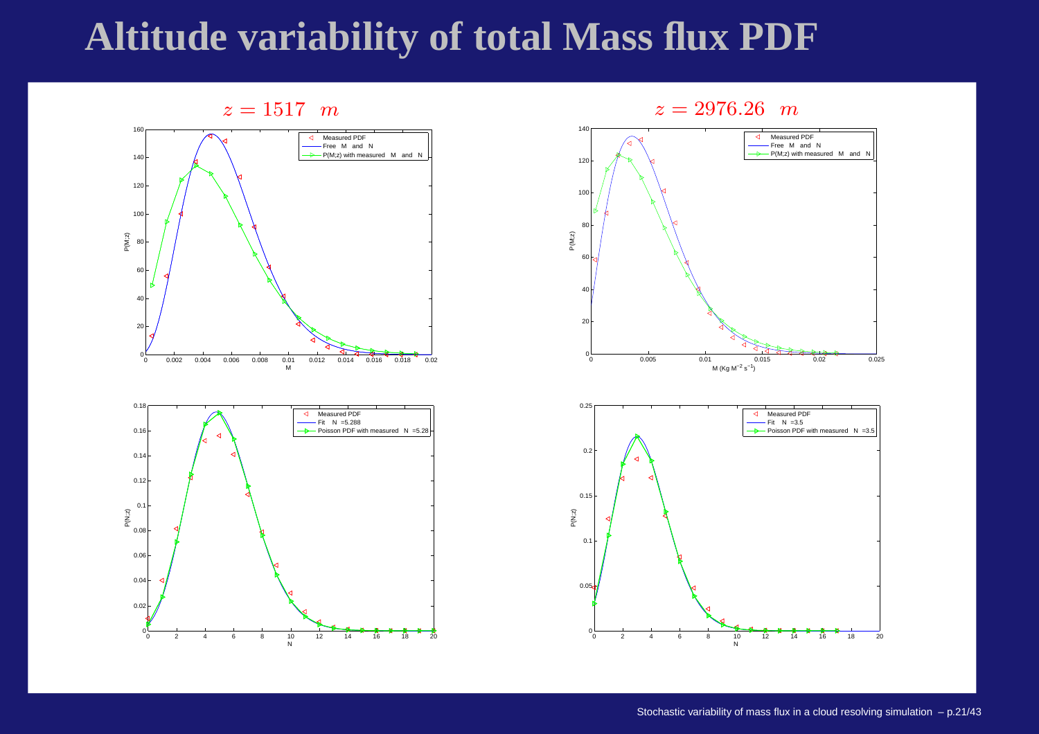# Altitude variability of total Mass flux PDF

$z = 1517 \quad m$

$z = 2976.26 \quad m$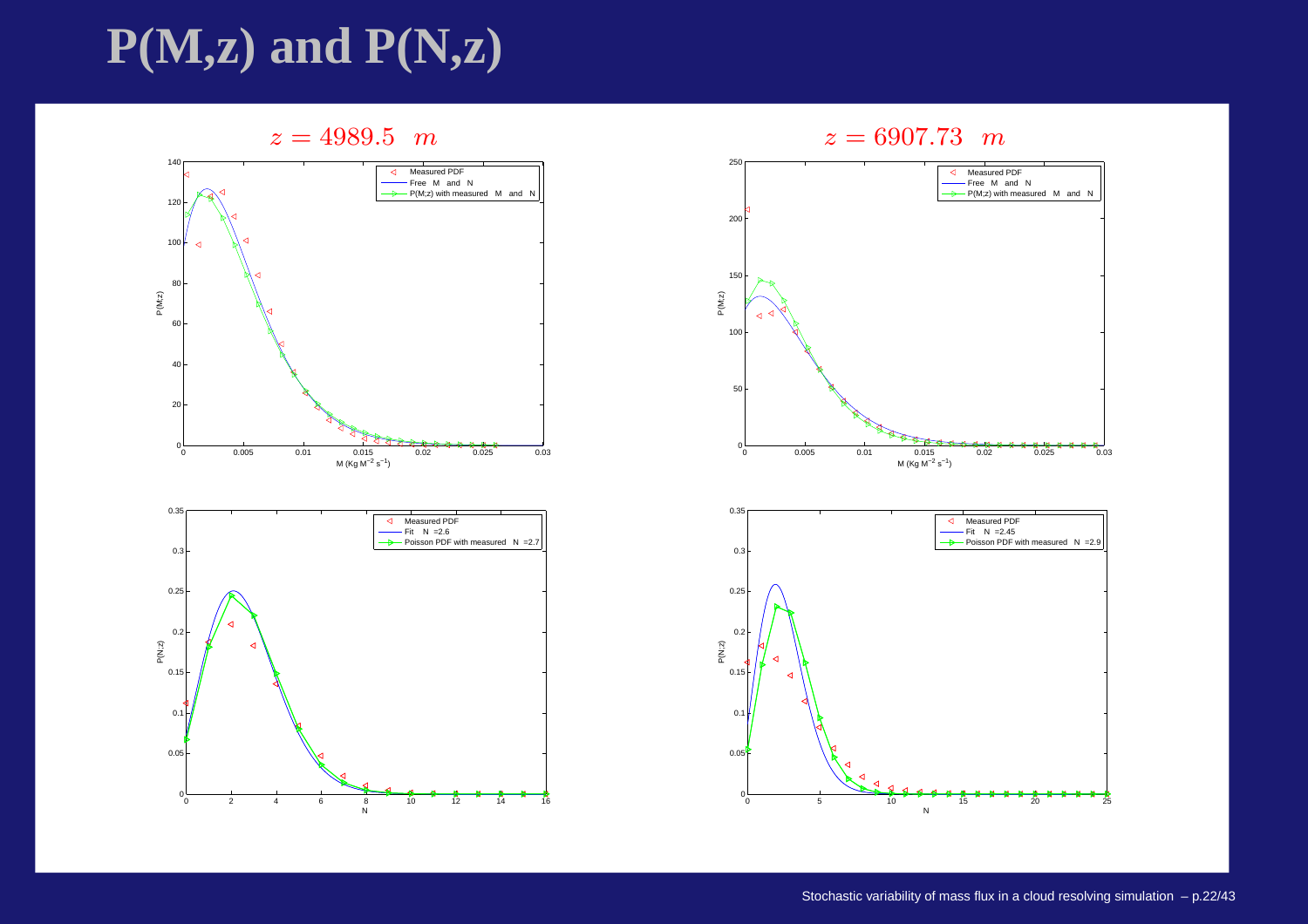# P(M,z) and P(N,z)

$z = 4989.5 \quad m$

$z = 6907.73 \quad m$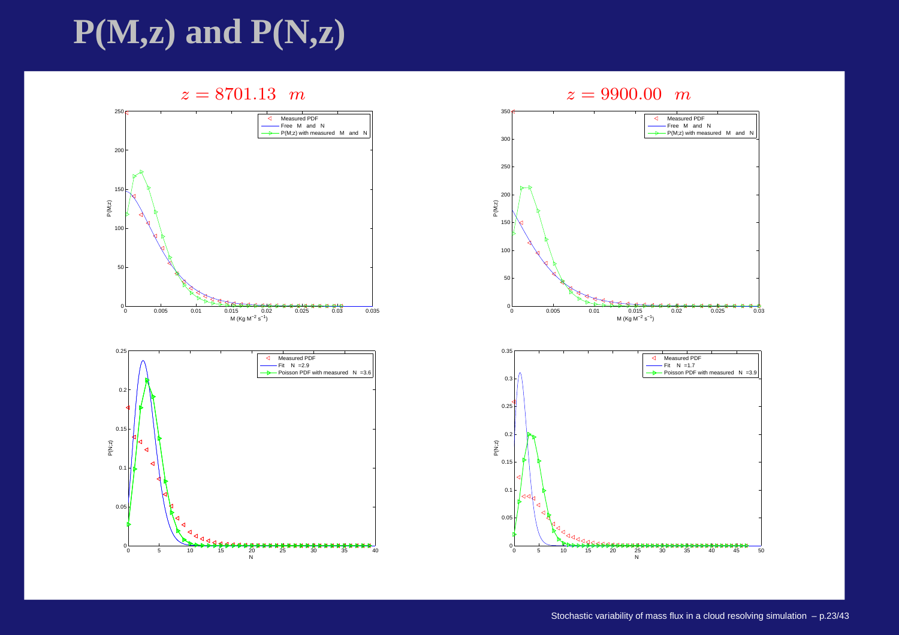# P(M,z) and P(N,z)

$z = 8701.13 \quad m$

$z = 9900.00 \quad m$

Measured PDF

Free M and N

P(M;z) with measured M and N

$M$ (Kg $M^{-2}$ $s^{-1}$)

P(M;z)

Measured PDF

Fit N =2.9

Poisson PDF with measured N =3.6

Fit N =1.7

Poisson PDF with measured N =3.9

N

P(N;z)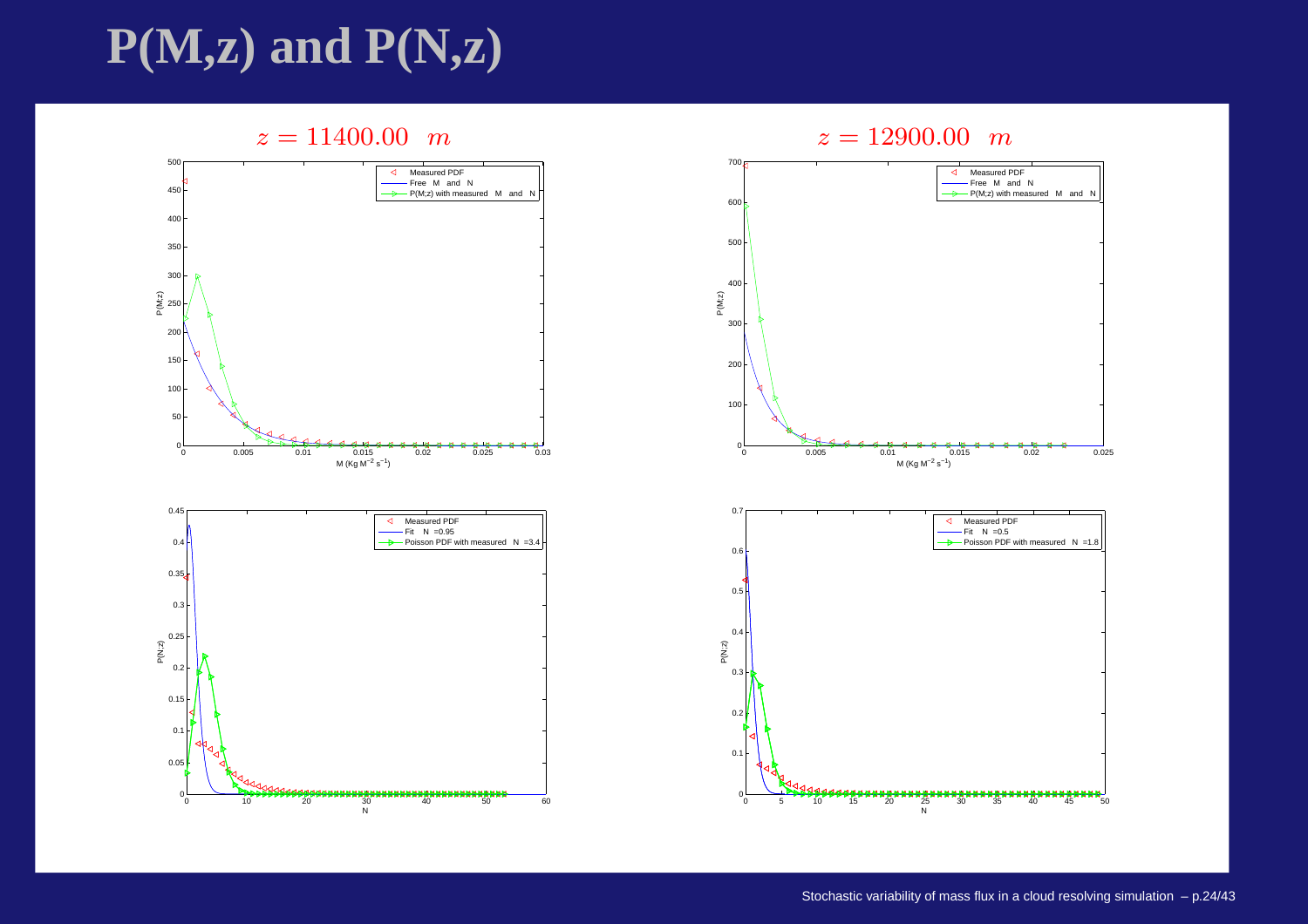# P(M,z) and P(N,z)

$z = 11400.00 \quad m$

$z = 12900.00 \quad m$

- Measured PDF
- Free M and N
- P(M;z) with measured M and N

M (Kg $M^{-2}$ $s^{-1}$)

P(M;z)

- Measured PDF
- Fit N =0.95
- Poisson PDF with measured N =3.4

- Measured PDF
- Fit N =0.5
- Poisson PDF with measured N =1.8

N

P(N;z)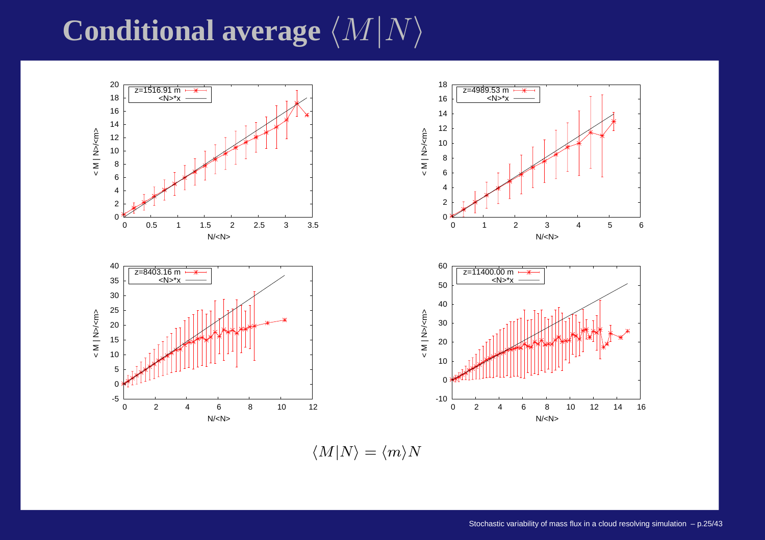# Conditional average $\langle M|N\rangle$

$$\langle M|N\rangle = \langle m\rangle N$$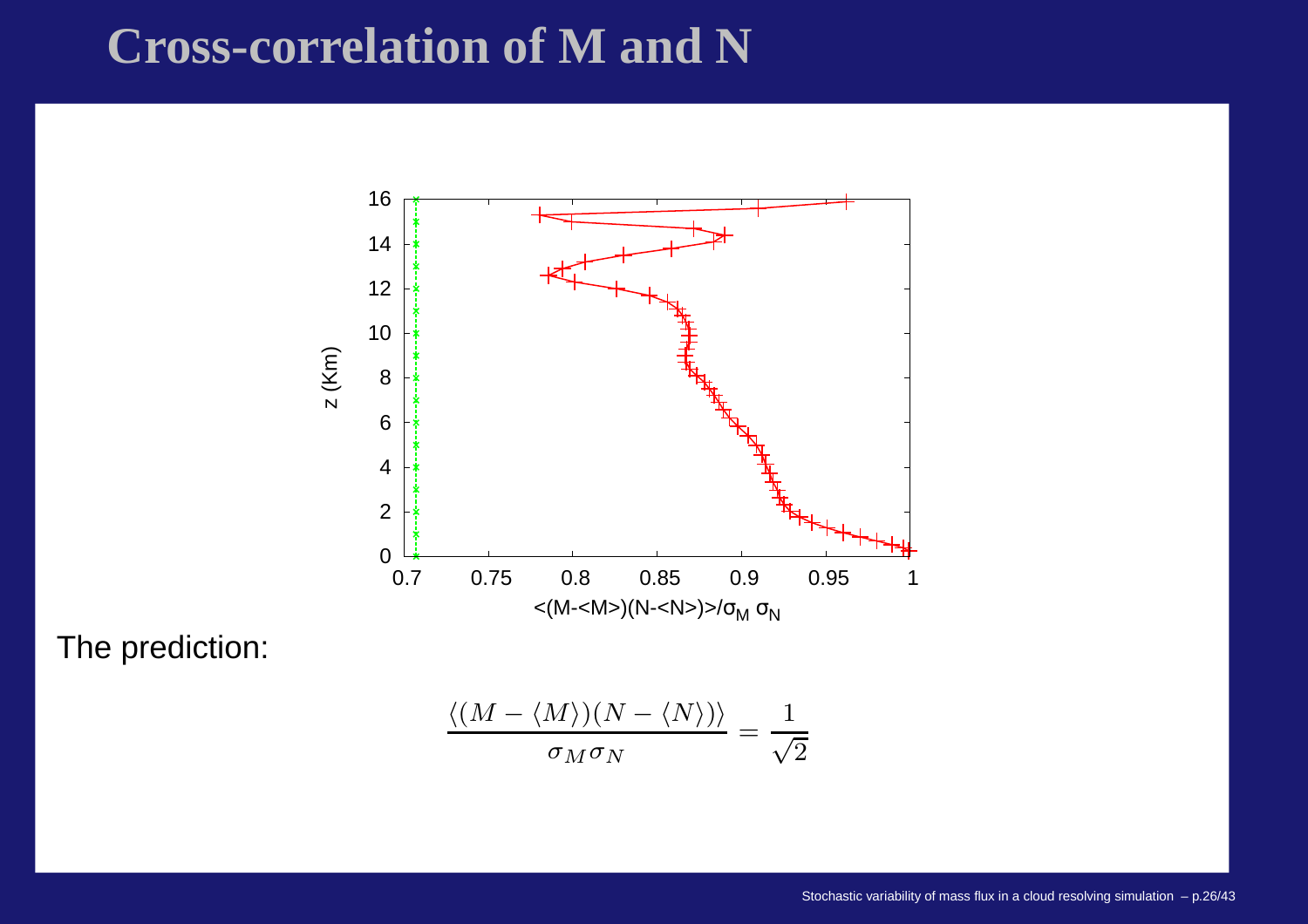# Cross-correlation of M and N

The prediction:

$$\frac{\langle (M - \langle M \rangle)(N - \langle N \rangle) \rangle}{\sigma_M \sigma_N} = \frac{1}{\sqrt{2}}$$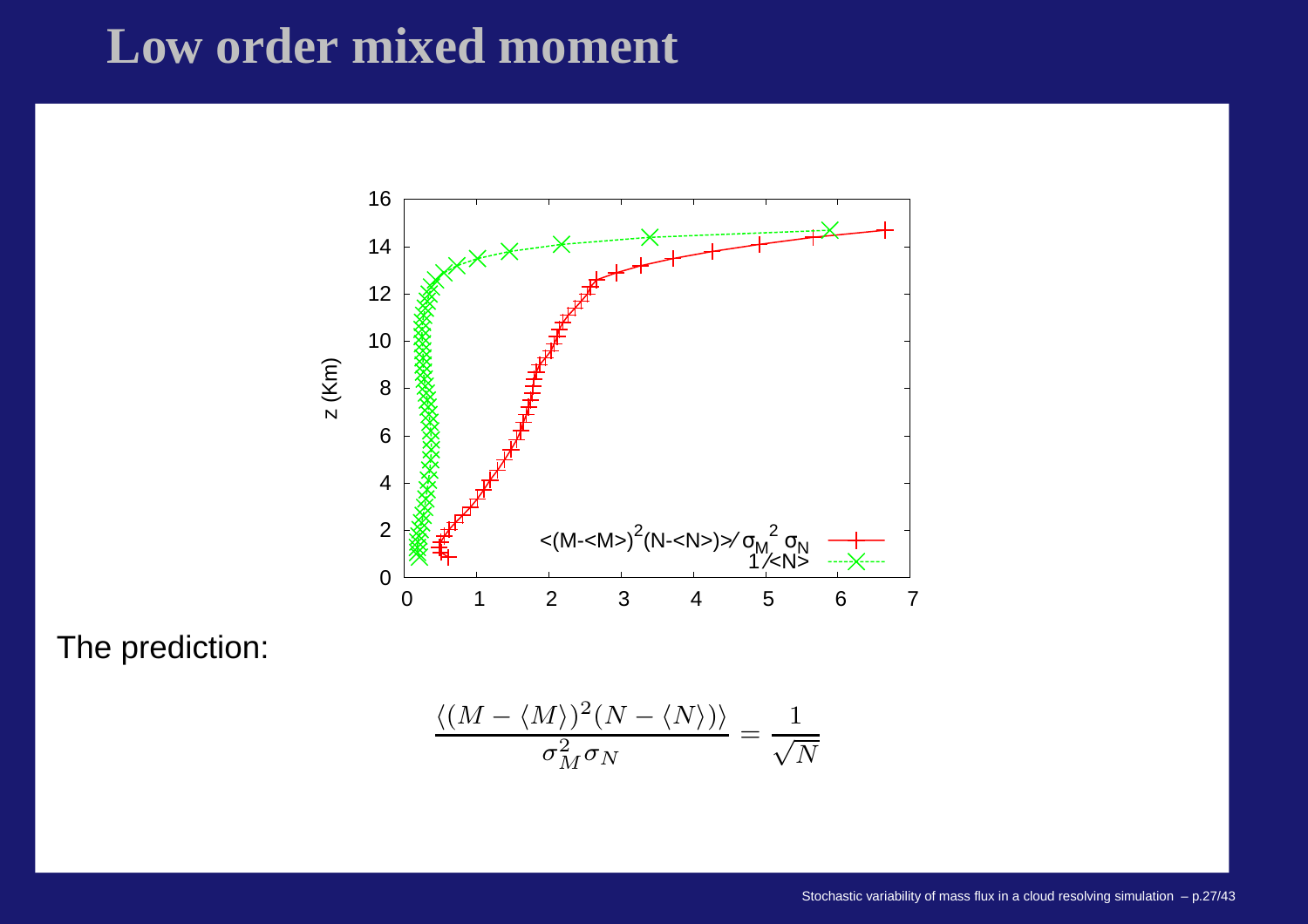# Low order mixed moment

The prediction:

$$\frac{\langle (M - \langle M \rangle)^2 (N - \langle N \rangle) \rangle}{\sigma_M^2 \sigma_N} = \frac{1}{\sqrt{N}}$$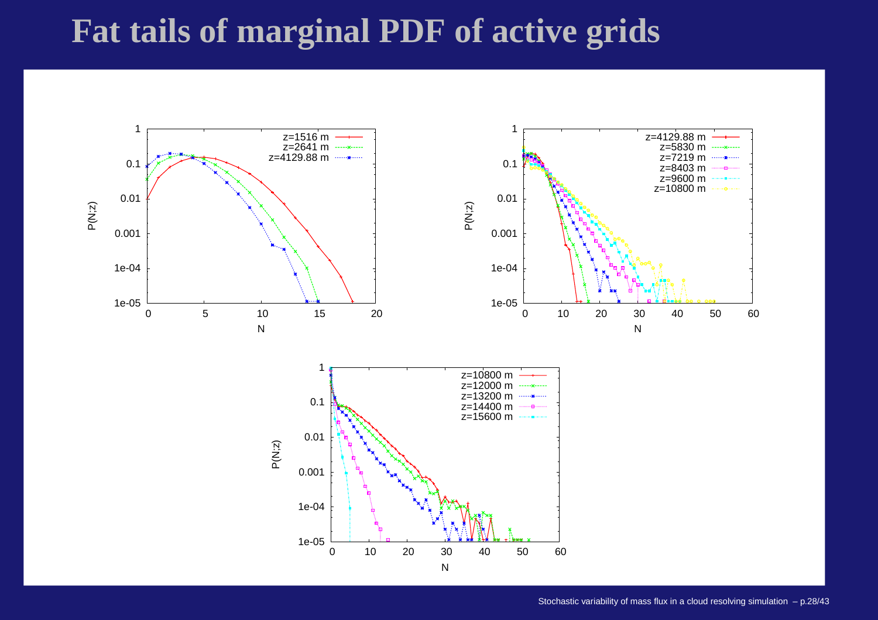# Fat tails of marginal PDF of active grids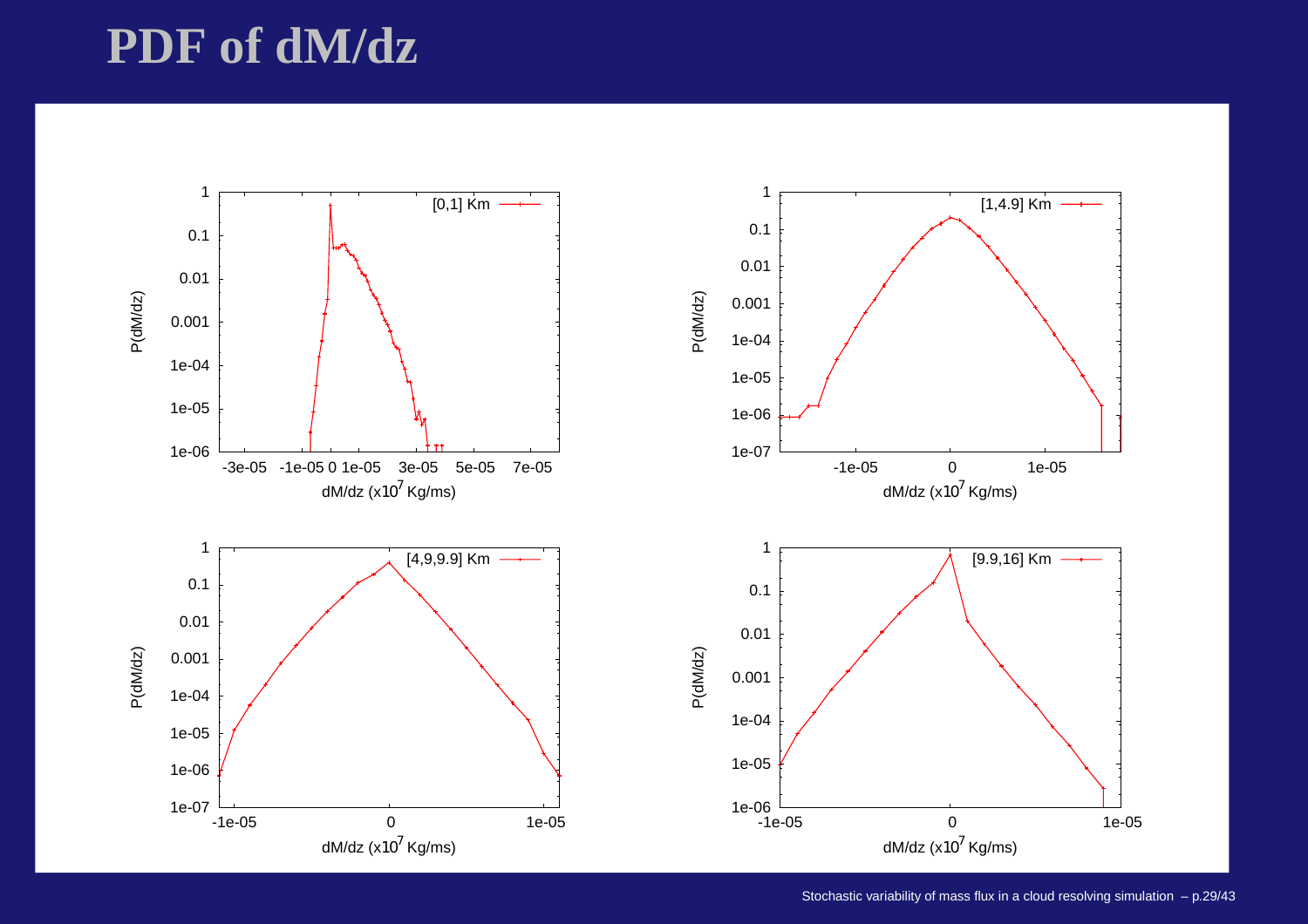# PDF of dM/dz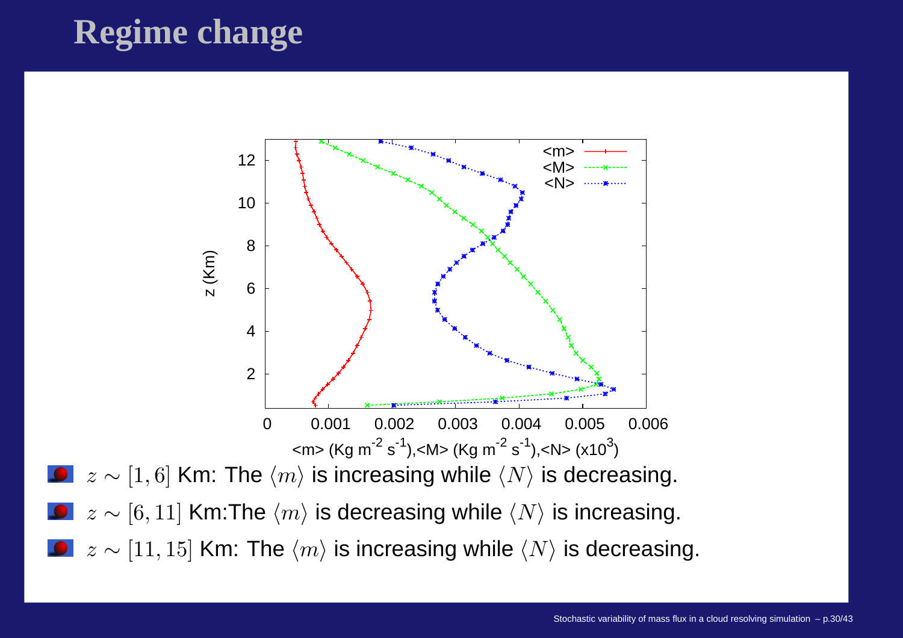# Regime change

- $z \sim [1, 6]$ Km: The $\langle m \rangle$ is increasing while $\langle N \rangle$ is decreasing.
- $z \sim [6, 11]$ Km:The $\langle m \rangle$ is decreasing while $\langle N \rangle$ is increasing.
- $z \sim [11, 15]$ Km: The $\langle m \rangle$ is increasing while $\langle N \rangle$ is decreasing.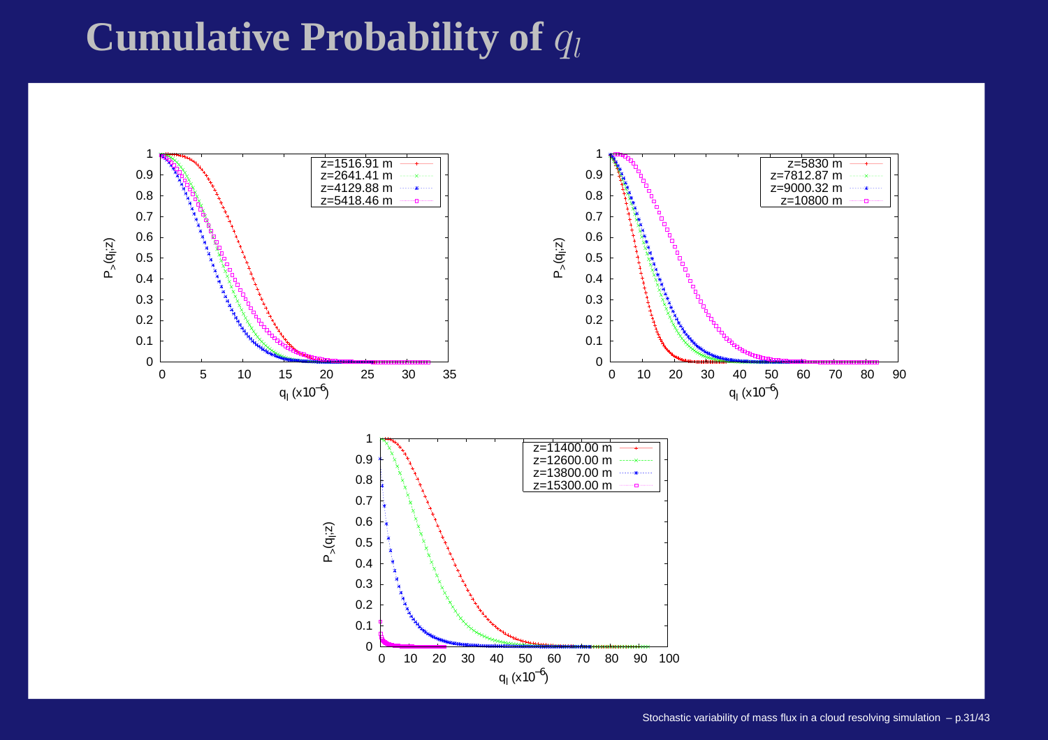# Cumulative Probability of $q_l$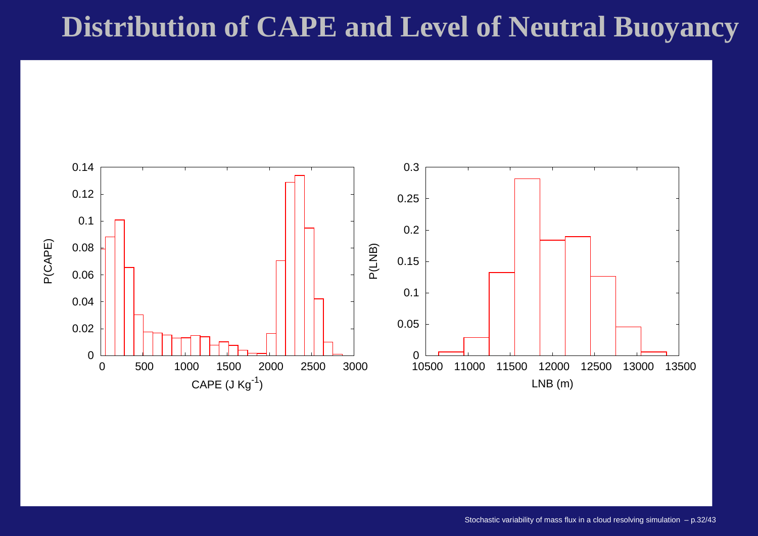# Distribution of CAPE and Level of Neutral Buoyancy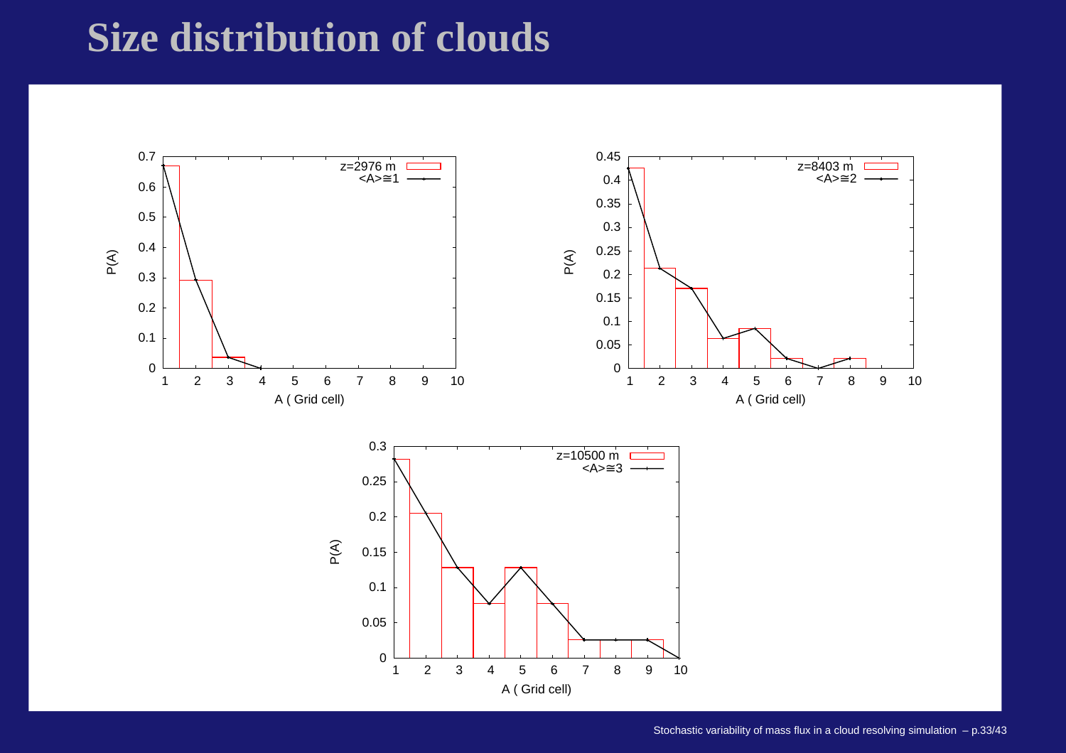# Size distribution of clouds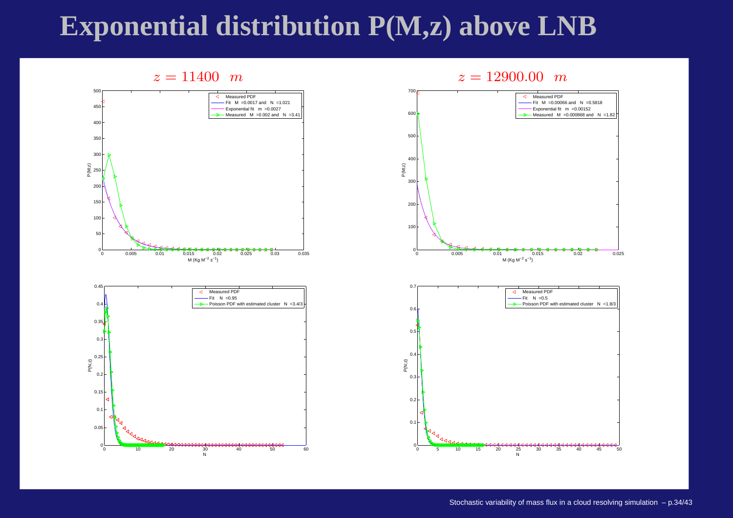# Exponential distribution P(M,z) above LNB

$z = 11400 \quad m$

- Measured PDF
- Fit M =0.0017 and N =1.021
- Exponential fit m =0.0027
- Measured M =0.002 and N =3.41

$z = 12900.00 \quad m$

- Measured PDF
- Fit M =0.00066 and N =0.5818
- Exponential fit m =0.00152
- Measured M =0.000868 and N =1.82

- Measured PDF
- Fit N =0.95
- Poisson PDF with estimated cluster N =3.4/3

- Measured PDF
- Fit N =0.5
- Poisson PDF with estimated cluster N =1.8/3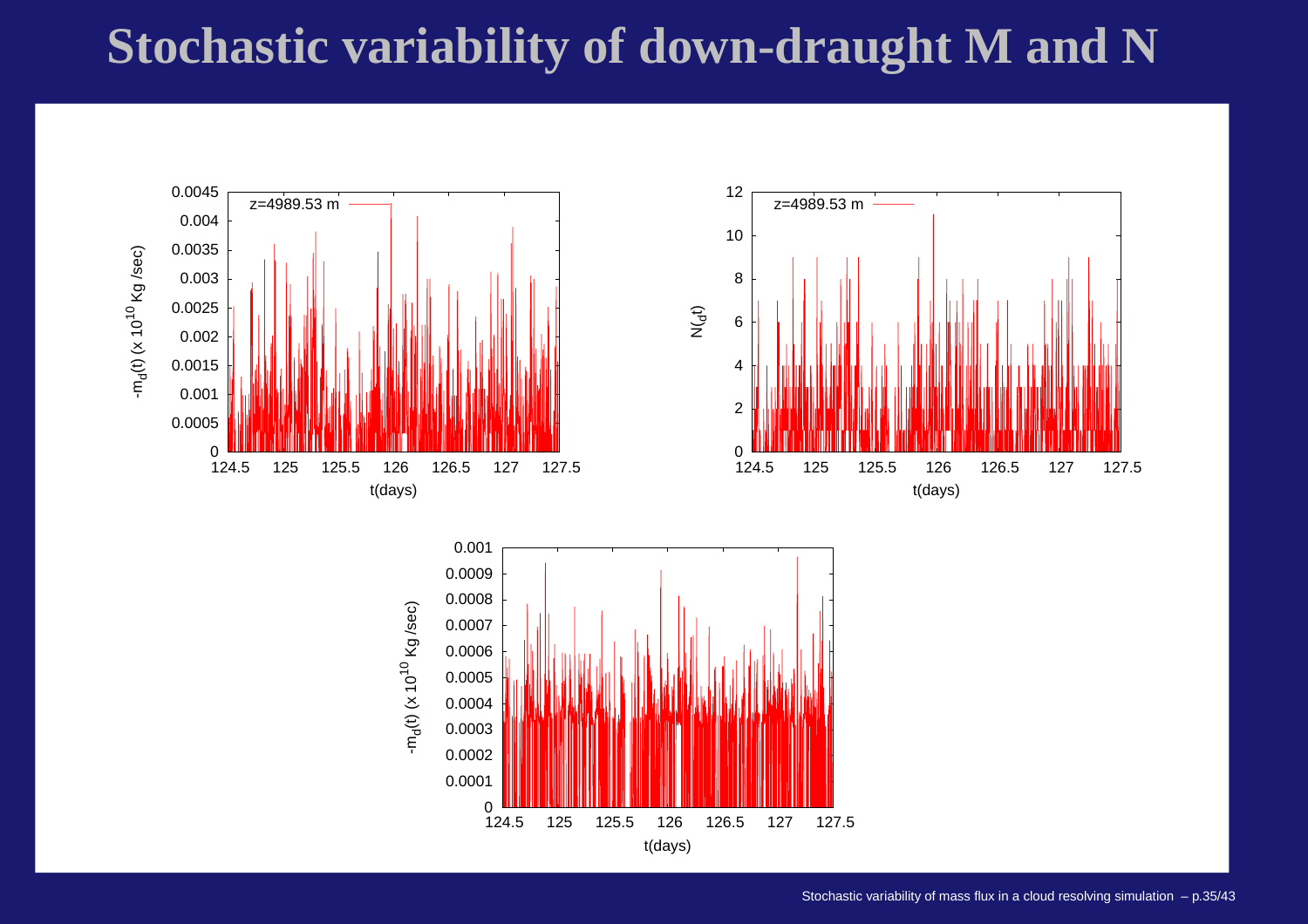# Stochastic variability of down-draught M and N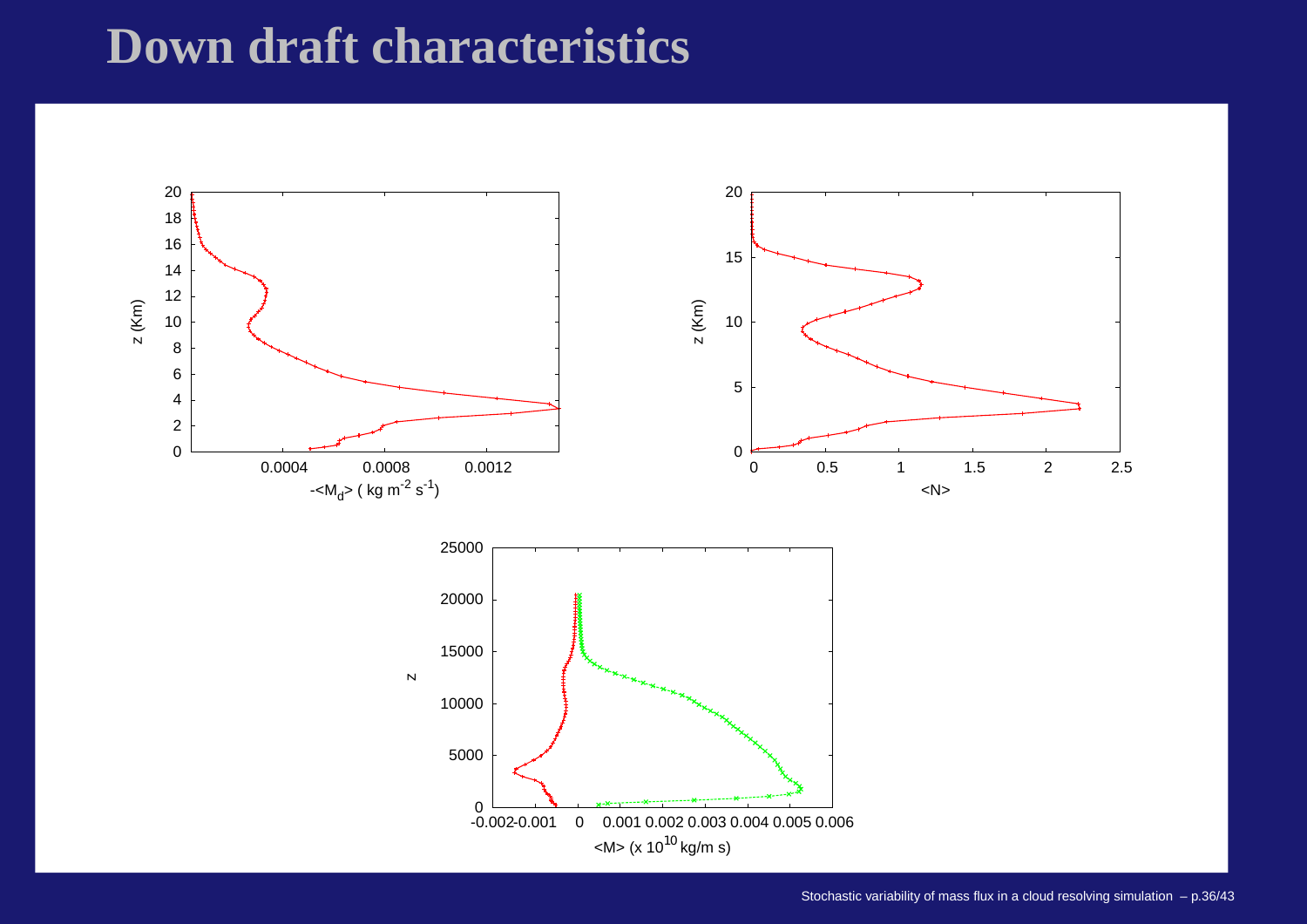# Down draft characteristics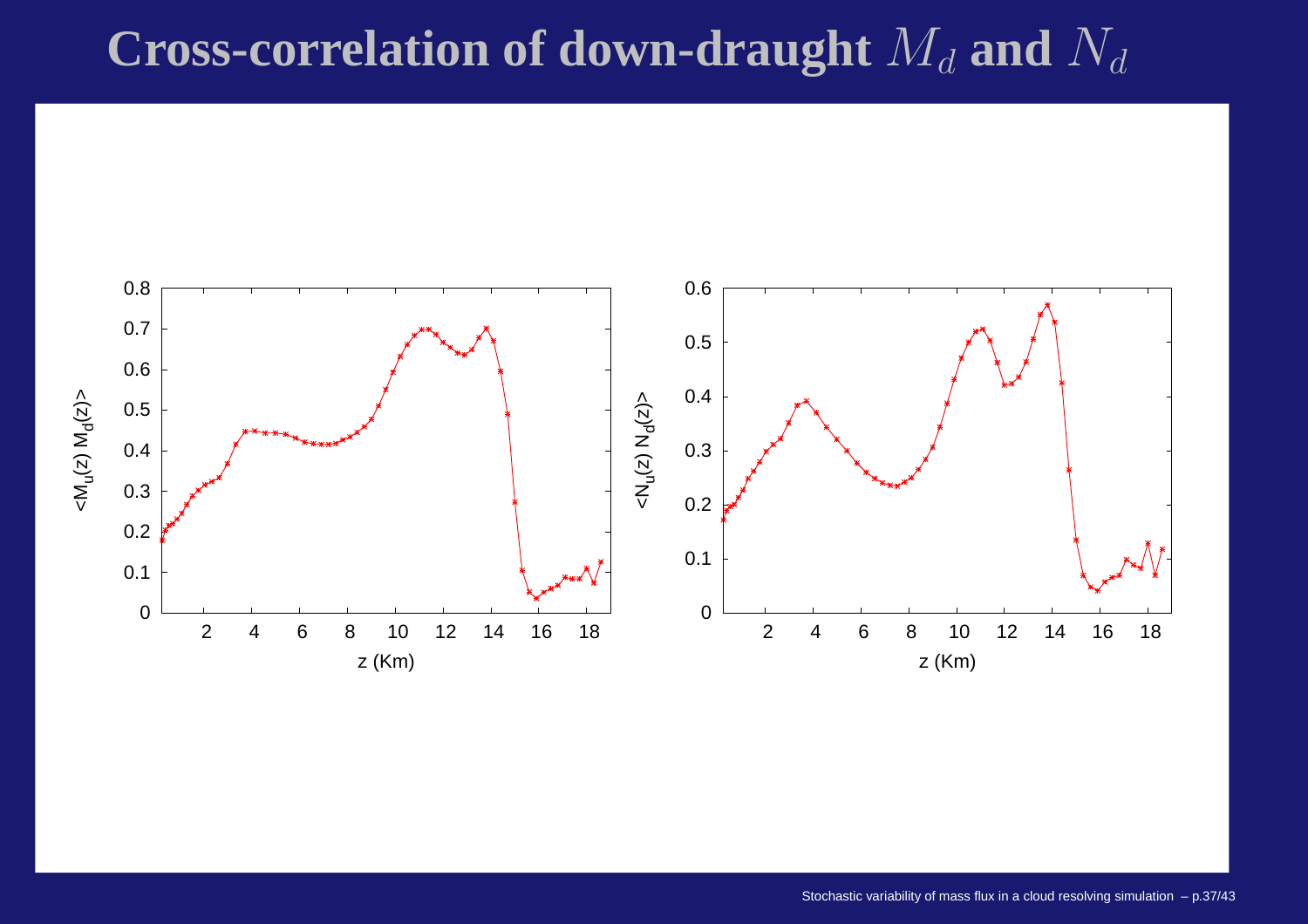# Cross-correlation of down-draught $M_d$ and $N_d$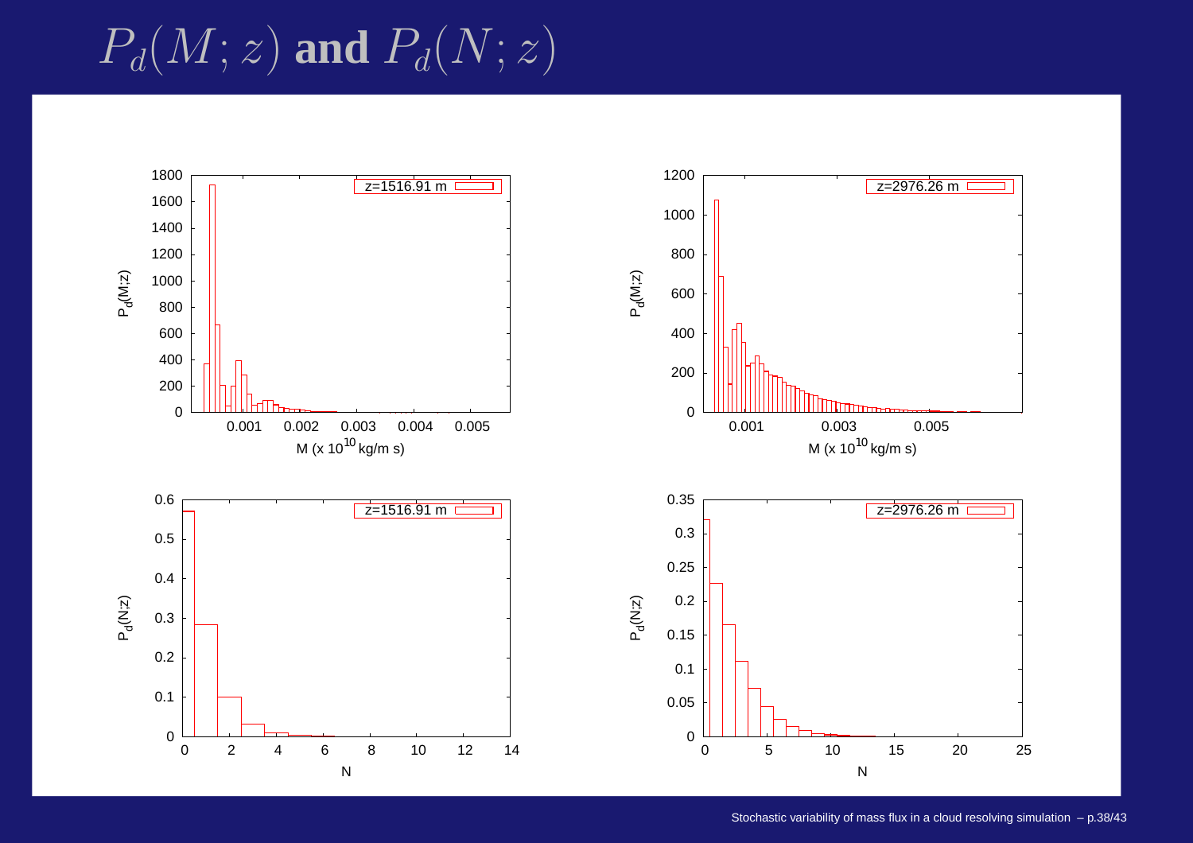# $P_d(M; z)$ and $P_d(N; z)$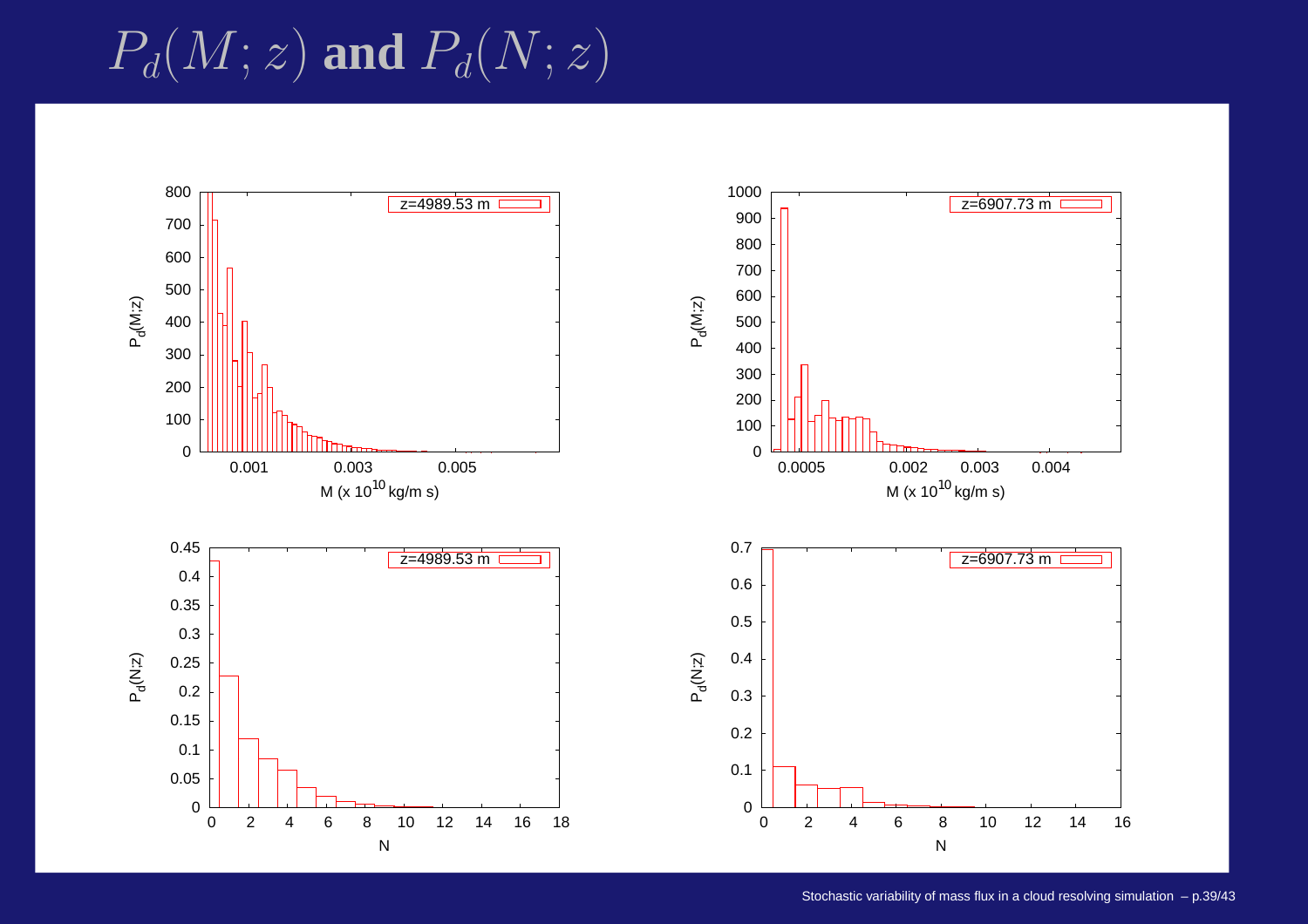# $P_d(M; z)$ and $P_d(N; z)$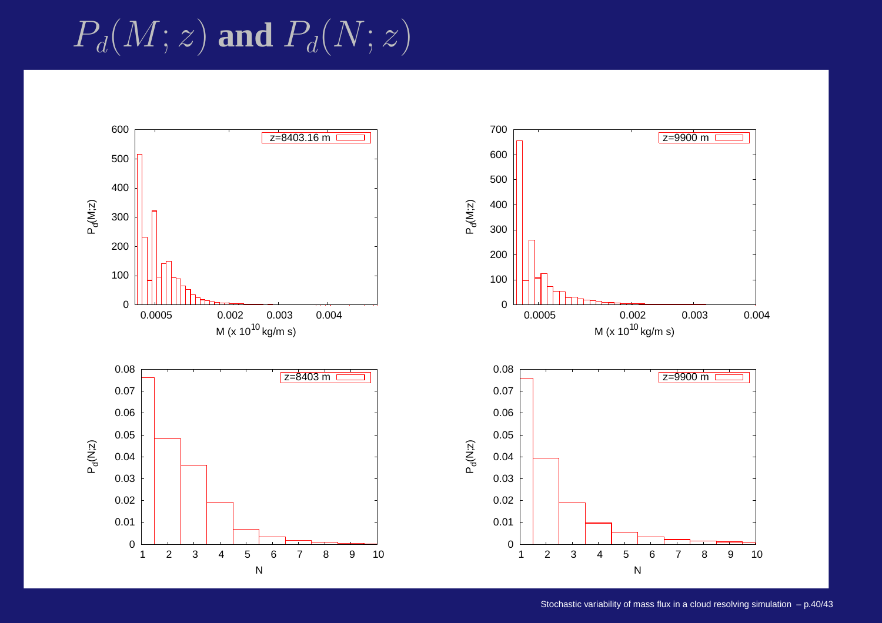# $P_d(M;z)$ and $P_d(N;z)$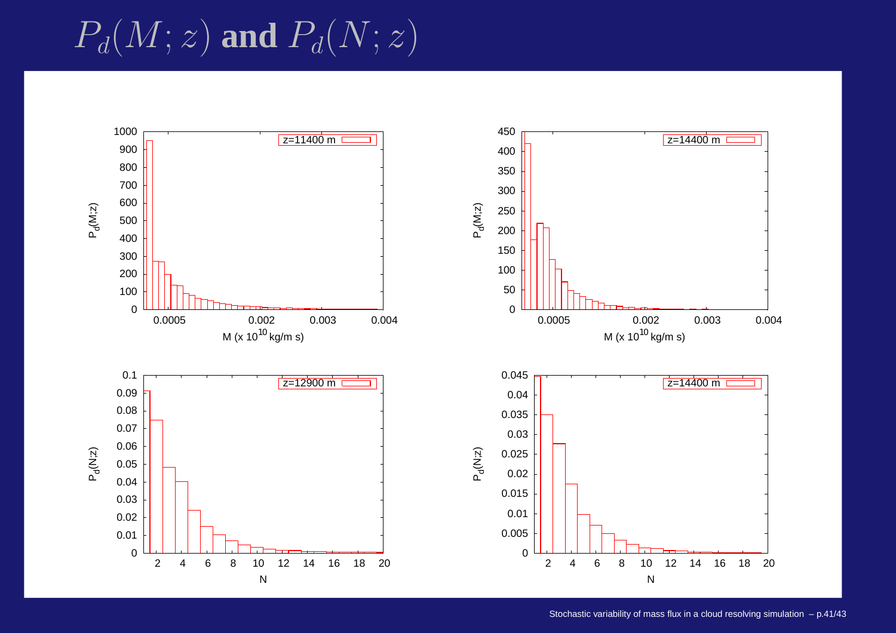# $P_d(M; z)$ and $P_d(N; z)$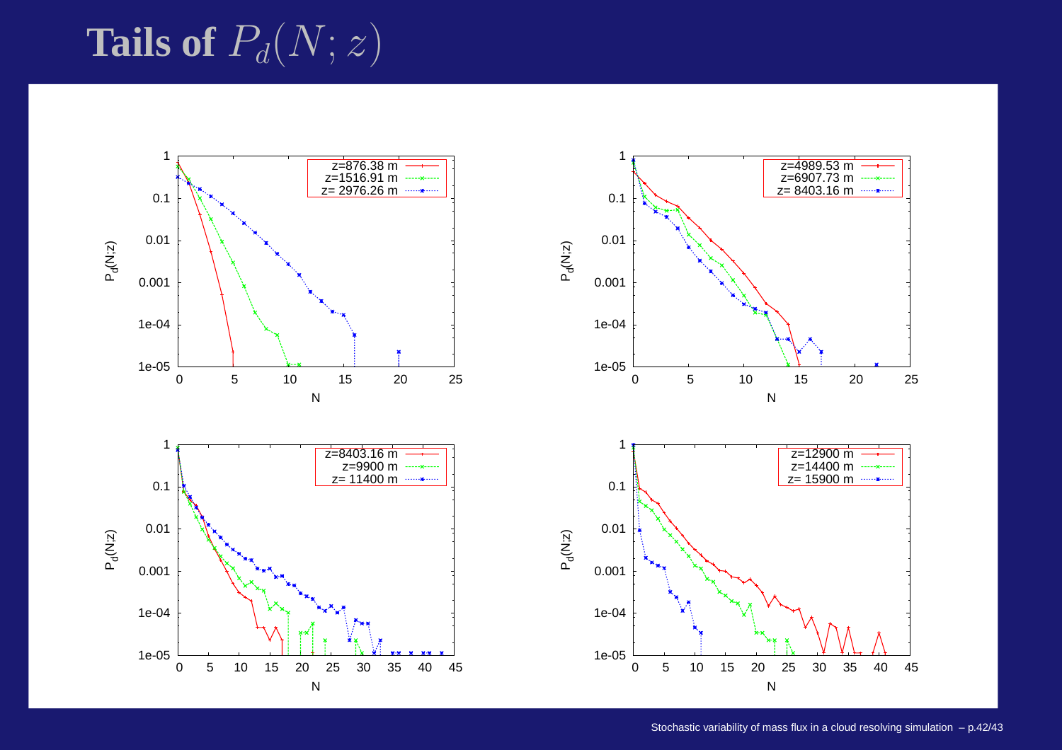# Tails of $P_d(N; z)$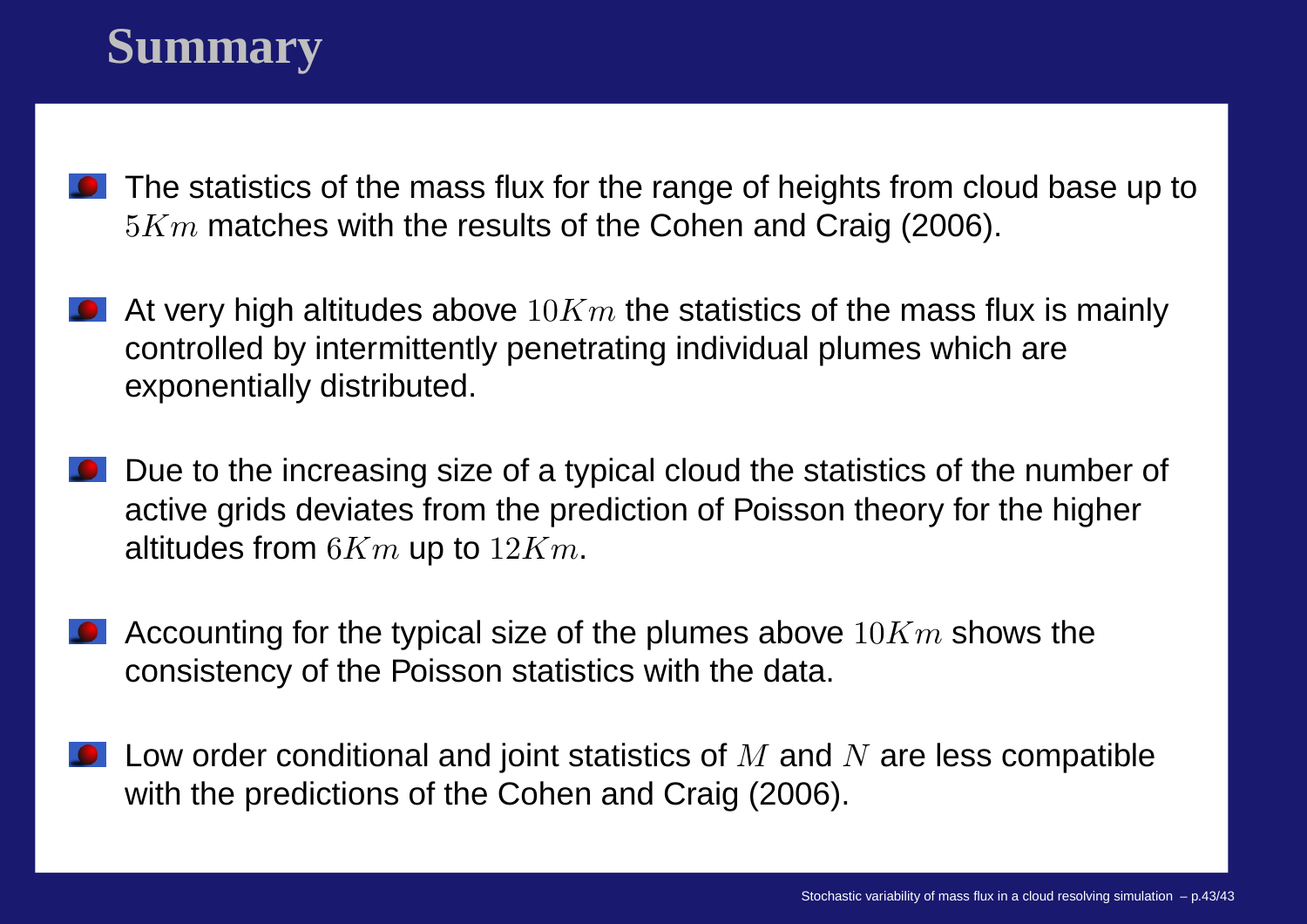# Summary

- The statistics of the mass flux for the range of heights from cloud base up to $5Km$ matches with the results of the Cohen and Craig (2006).
- At very high altitudes above $10Km$ the statistics of the mass flux is mainly controlled by intermittently penetrating individual plumes which are exponentially distributed.
- Due to the increasing size of a typical cloud the statistics of the number of active grids deviates from the prediction of Poisson theory for the higher altitudes from $6Km$ up to $12Km$.
- Accounting for the typical size of the plumes above $10Km$ shows the consistency of the Poisson statistics with the data.
- Low order conditional and joint statistics of $M$ and $N$ are less compatible with the predictions of the Cohen and Craig (2006).